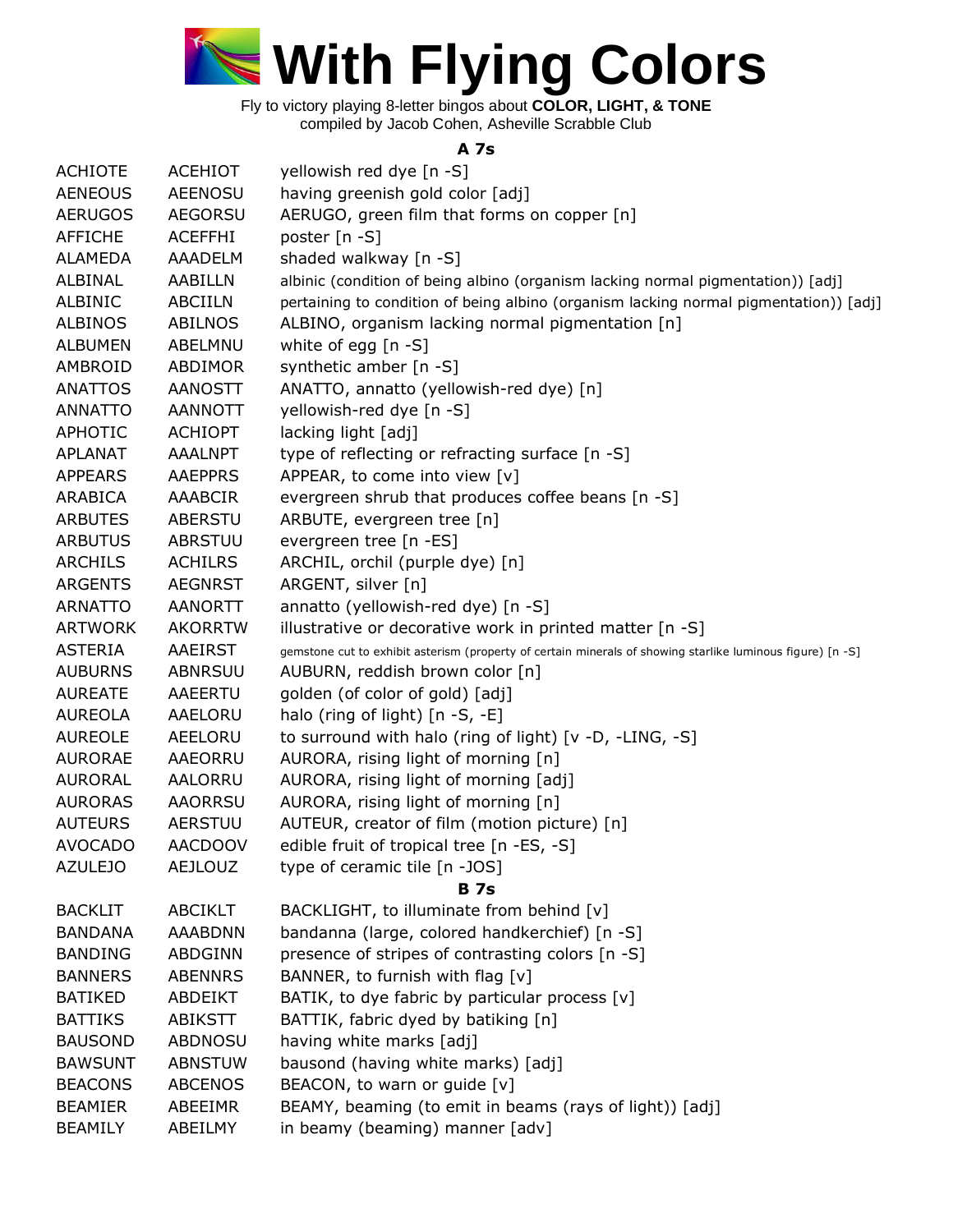# With Flying Colors

Fly to victory playing 8-letter bingos about **COLOR, LIGHT, & TONE**
compiled by Jacob Cohen, Asheville Scrabble Club

### A 7s

| | | |
|---|---|---|
| ACHIOTE | ACEHIOT | yellowish red dye [n -S] |
| AENEOUS | AEENOSU | having greenish gold color [adj] |
| AERUGOS | AEGORSU | AERUGO, green film that forms on copper [n] |
| AFFICHE | ACEFFHI | poster [n -S] |
| ALAMEDA | AAADELM | shaded walkway [n -S] |
| ALBINAL | AABILLN | albinic (condition of being albino (organism lacking normal pigmentation)) [adj] |
| ALBINIC | ABCIILN | pertaining to condition of being albino (organism lacking normal pigmentation)) [adj] |
| ALBINOS | ABILNOS | ALBINO, organism lacking normal pigmentation [n] |
| ALBUMEN | ABELMNU | white of egg [n -S] |
| AMBROID | ABDIMOR | synthetic amber [n -S] |
| ANATTOS | AANOSTT | ANATTO, annatto (yellowish-red dye) [n] |
| ANNATTO | AANNOTT | yellowish-red dye [n -S] |
| APHOTIC | ACHIOPT | lacking light [adj] |
| APLANAT | AAALNPT | type of reflecting or refracting surface [n -S] |
| APPEARS | AAEPPRS | APPEAR, to come into view [v] |
| ARABICA | AAABCIR | evergreen shrub that produces coffee beans [n -S] |
| ARBUTES | ABERSTU | ARBUTE, evergreen tree [n] |
| ARBUTUS | ABRSTUU | evergreen tree [n -ES] |
| ARCHILS | ACHILRS | ARCHIL, orchil (purple dye) [n] |
| ARGENTS | AEGNRST | ARGENT, silver [n] |
| ARNATTO | AANORTT | annatto (yellowish-red dye) [n -S] |
| ARTWORK | AKORRTW | illustrative or decorative work in printed matter [n -S] |
| ASTERIA | AAEIRST | gemstone cut to exhibit asterism (property of certain minerals of showing starlike luminous figure) [n -S] |
| AUBURNS | ABNRSUU | AUBURN, reddish brown color [n] |
| AUREATE | AAEERTU | golden (of color of gold) [adj] |
| AUREOLA | AAELORU | halo (ring of light) [n -S, -E] |
| AUREOLE | AEELORU | to surround with halo (ring of light) [v -D, -LING, -S] |
| AURORAE | AAEORRU | AURORA, rising light of morning [n] |
| AURORAL | AALORRU | AURORA, rising light of morning [adj] |
| AURORAS | AAORRSU | AURORA, rising light of morning [n] |
| AUTEURS | AERSTUU | AUTEUR, creator of film (motion picture) [n] |
| AVOCADO | AACDOOV | edible fruit of tropical tree [n -ES, -S] |
| AZULEJO | AEJLOUZ | type of ceramic tile [n -JOS] |

### B 7s

| | | |
|---|---|---|
| BACKLIT | ABCIKLT | BACKLIGHT, to illuminate from behind [v] |
| BANDANA | AAABDNN | bandanna (large, colored handkerchief) [n -S] |
| BANDING | ABDGINN | presence of stripes of contrasting colors [n -S] |
| BANNERS | ABENNRS | BANNER, to furnish with flag [v] |
| BATIKED | ABDEIKT | BATIK, to dye fabric by particular process [v] |
| BATTIKS | ABIKSTT | BATTIK, fabric dyed by batiking [n] |
| BAUSOND | ABDNOSU | having white marks [adj] |
| BAWSUNT | ABNSTUW | bausond (having white marks) [adj] |
| BEACONS | ABCENOS | BEACON, to warn or guide [v] |
| BEAMIER | ABEEIMR | BEAMY, beaming (to emit in beams (rays of light)) [adj] |
| BEAMILY | ABEILMY | in beamy (beaming) manner [adv] |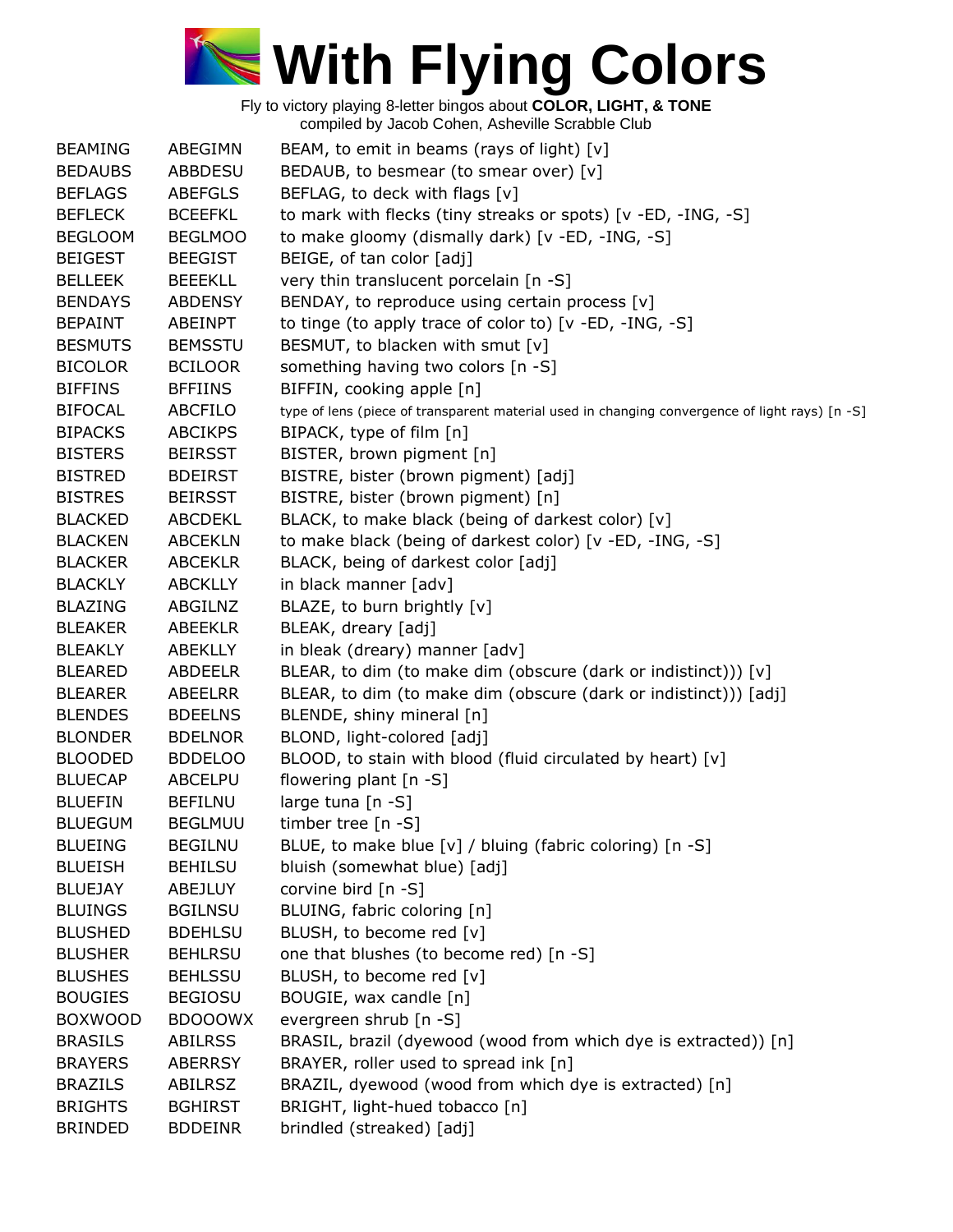# With Flying Colors

Fly to victory playing 8-letter bingos about **COLOR, LIGHT, & TONE**
compiled by Jacob Cohen, Asheville Scrabble Club

| | | |
|---|---|---|
| BEAMING | ABEGIMN | BEAM, to emit in beams (rays of light) [v] |
| BEDAUBS | ABBDESU | BEDAUB, to besmear (to smear over) [v] |
| BEFLAGS | ABEFGLS | BEFLAG, to deck with flags [v] |
| BEFLECK | BCEEFKL | to mark with flecks (tiny streaks or spots) [v -ED, -ING, -S] |
| BEGLOOM | BEGLMOO | to make gloomy (dismally dark) [v -ED, -ING, -S] |
| BEIGEST | BEEGIST | BEIGE, of tan color [adj] |
| BELLEEK | BEEEKLL | very thin translucent porcelain [n -S] |
| BENDAYS | ABDENSY | BENDAY, to reproduce using certain process [v] |
| BEPAINT | ABEINPT | to tinge (to apply trace of color to) [v -ED, -ING, -S] |
| BESMUTS | BEMSSTU | BESMUT, to blacken with smut [v] |
| BICOLOR | BCILOOR | something having two colors [n -S] |
| BIFFINS | BFFIINS | BIFFIN, cooking apple [n] |
| BIFOCAL | ABCFILO | type of lens (piece of transparent material used in changing convergence of light rays) [n -S] |
| BIPACKS | ABCIKPS | BIPACK, type of film [n] |
| BISTERS | BEIRSST | BISTER, brown pigment [n] |
| BISTRED | BDEIRST | BISTRE, bister (brown pigment) [adj] |
| BISTRES | BEIRSST | BISTRE, bister (brown pigment) [n] |
| BLACKED | ABCDEKL | BLACK, to make black (being of darkest color) [v] |
| BLACKEN | ABCEKLN | to make black (being of darkest color) [v -ED, -ING, -S] |
| BLACKER | ABCEKLR | BLACK, being of darkest color [adj] |
| BLACKLY | ABCKLLY | in black manner [adv] |
| BLAZING | ABGILNZ | BLAZE, to burn brightly [v] |
| BLEAKER | ABEEKLR | BLEAK, dreary [adj] |
| BLEAKLY | ABEKLLY | in bleak (dreary) manner [adv] |
| BLEARED | ABDEELR | BLEAR, to dim (to make dim (obscure (dark or indistinct))) [v] |
| BLEARER | ABEELRR | BLEAR, to dim (to make dim (obscure (dark or indistinct))) [adj] |
| BLENDES | BDEELNS | BLENDE, shiny mineral [n] |
| BLONDER | BDELNOR | BLOND, light-colored [adj] |
| BLOODED | BDDELOO | BLOOD, to stain with blood (fluid circulated by heart) [v] |
| BLUECAP | ABCELPU | flowering plant [n -S] |
| BLUEFIN | BEFILNU | large tuna [n -S] |
| BLUEGUM | BEGLMUU | timber tree [n -S] |
| BLUEING | BEGILNU | BLUE, to make blue [v] / bluing (fabric coloring) [n -S] |
| BLUEISH | BEHILSU | bluish (somewhat blue) [adj] |
| BLUEJAY | ABEJLUY | corvine bird [n -S] |
| BLUINGS | BGILNSU | BLUING, fabric coloring [n] |
| BLUSHED | BDEHLSU | BLUSH, to become red [v] |
| BLUSHER | BEHLRSU | one that blushes (to become red) [n -S] |
| BLUSHES | BEHLSSU | BLUSH, to become red [v] |
| BOUGIES | BEGIOSU | BOUGIE, wax candle [n] |
| BOXWOOD | BDOOOWX | evergreen shrub [n -S] |
| BRASILS | ABILRSS | BRASIL, brazil (dyewood (wood from which dye is extracted)) [n] |
| BRAYERS | ABERRSY | BRAYER, roller used to spread ink [n] |
| BRAZILS | ABILRSZ | BRAZIL, dyewood (wood from which dye is extracted) [n] |
| BRIGHTS | BGHIRST | BRIGHT, light-hued tobacco [n] |
| BRINDED | BDDEINR | brindled (streaked) [adj] |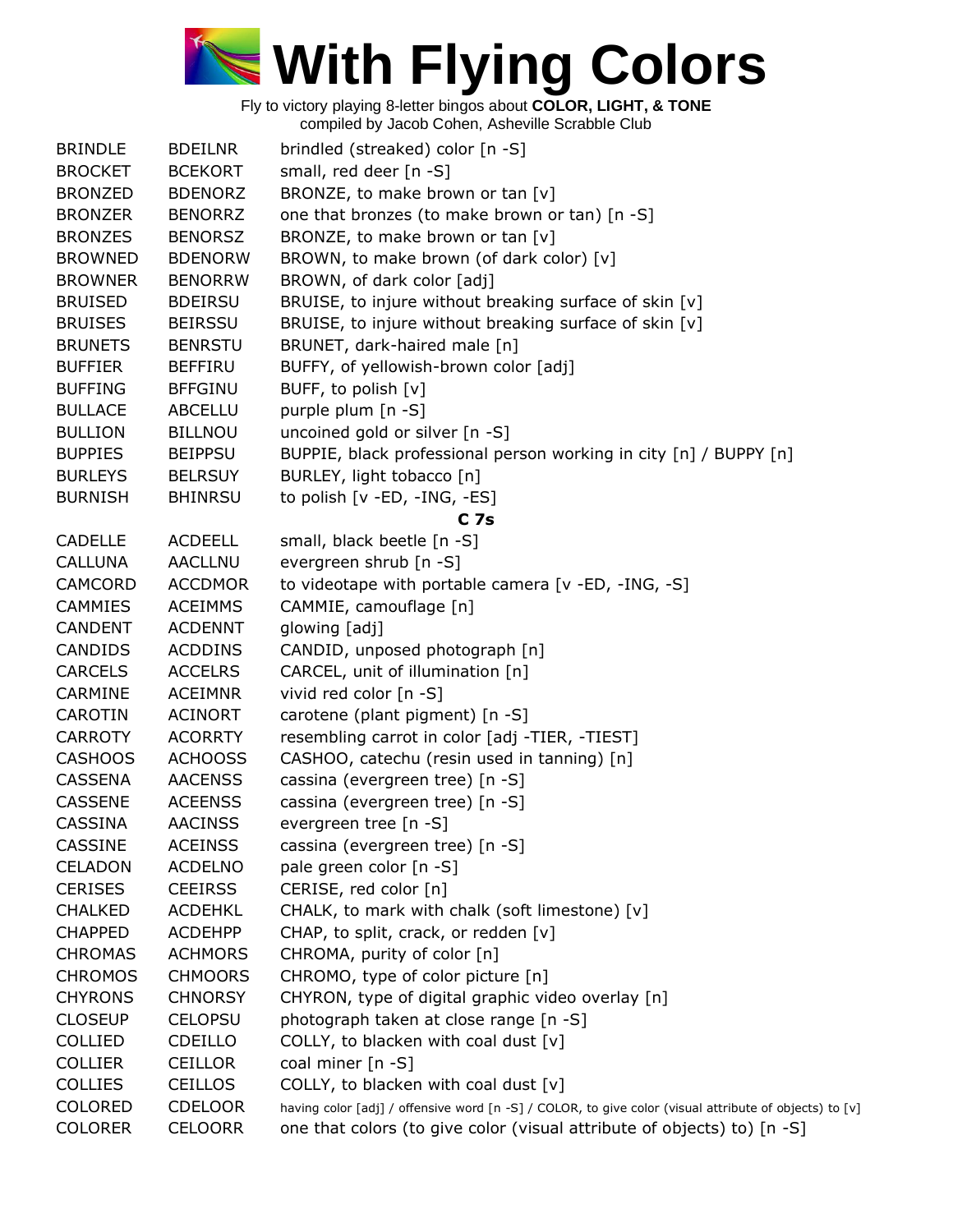# With Flying Colors

Fly to victory playing 8-letter bingos about **COLOR, LIGHT, & TONE**
compiled by Jacob Cohen, Asheville Scrabble Club

| | | |
|---|---|---|
| BRINDLE | BDEILNR | brindled (streaked) color [n -S] |
| BROCKET | BCEKORT | small, red deer [n -S] |
| BRONZED | BDENORZ | BRONZE, to make brown or tan [v] |
| BRONZER | BENORRZ | one that bronzes (to make brown or tan) [n -S] |
| BRONZES | BENORSZ | BRONZE, to make brown or tan [v] |
| BROWNED | BDENORW | BROWN, to make brown (of dark color) [v] |
| BROWNER | BENORRW | BROWN, of dark color [adj] |
| BRUISED | BDEIRSU | BRUISE, to injure without breaking surface of skin [v] |
| BRUISES | BEIRSSU | BRUISE, to injure without breaking surface of skin [v] |
| BRUNETS | BENRSTU | BRUNET, dark-haired male [n] |
| BUFFIER | BEFFIRU | BUFFY, of yellowish-brown color [adj] |
| BUFFING | BFFGINU | BUFF, to polish [v] |
| BULLACE | ABCELLU | purple plum [n -S] |
| BULLION | BILLNOU | uncoined gold or silver [n -S] |
| BUPPIES | BEIPPSU | BUPPIE, black professional person working in city [n] / BUPPY [n] |
| BURLEYS | BELRSUY | BURLEY, light tobacco [n] |
| BURNISH | BHINRSU | to polish [v -ED, -ING, -ES] |
| | | **C 7s** |
| CADELLE | ACDEELL | small, black beetle [n -S] |
| CALLUNA | AACLLNU | evergreen shrub [n -S] |
| CAMCORD | ACCDMOR | to videotape with portable camera [v -ED, -ING, -S] |
| CAMMIES | ACEIMMS | CAMMIE, camouflage [n] |
| CANDENT | ACDENNT | glowing [adj] |
| CANDIDS | ACDDINS | CANDID, unposed photograph [n] |
| CARCELS | ACCELRS | CARCEL, unit of illumination [n] |
| CARMINE | ACEIMNR | vivid red color [n -S] |
| CAROTIN | ACINORT | carotene (plant pigment) [n -S] |
| CARROTY | ACORRTY | resembling carrot in color [adj -TIER, -TIEST] |
| CASHOOS | ACHOOSS | CASHOO, catechu (resin used in tanning) [n] |
| CASSENA | AACENSS | cassina (evergreen tree) [n -S] |
| CASSENE | ACEENSS | cassina (evergreen tree) [n -S] |
| CASSINA | AACINSS | evergreen tree [n -S] |
| CASSINE | ACEINSS | cassina (evergreen tree) [n -S] |
| CELADON | ACDELNO | pale green color [n -S] |
| CERISES | CEEIRSS | CERISE, red color [n] |
| CHALKED | ACDEHKL | CHALK, to mark with chalk (soft limestone) [v] |
| CHAPPED | ACDEHPP | CHAP, to split, crack, or redden [v] |
| CHROMAS | ACHMORS | CHROMA, purity of color [n] |
| CHROMOS | CHMOORS | CHROMO, type of color picture [n] |
| CHYRONS | CHNORSY | CHYRON, type of digital graphic video overlay [n] |
| CLOSEUP | CELOPSU | photograph taken at close range [n -S] |
| COLLIED | CDEILLO | COLLY, to blacken with coal dust [v] |
| COLLIER | CEILLOR | coal miner [n -S] |
| COLLIES | CEILLOS | COLLY, to blacken with coal dust [v] |
| COLORED | CDELOOR | having color [adj] / offensive word [n -S] / COLOR, to give color (visual attribute of objects) to [v] |
| COLORER | CELOORR | one that colors (to give color (visual attribute of objects) to) [n -S] |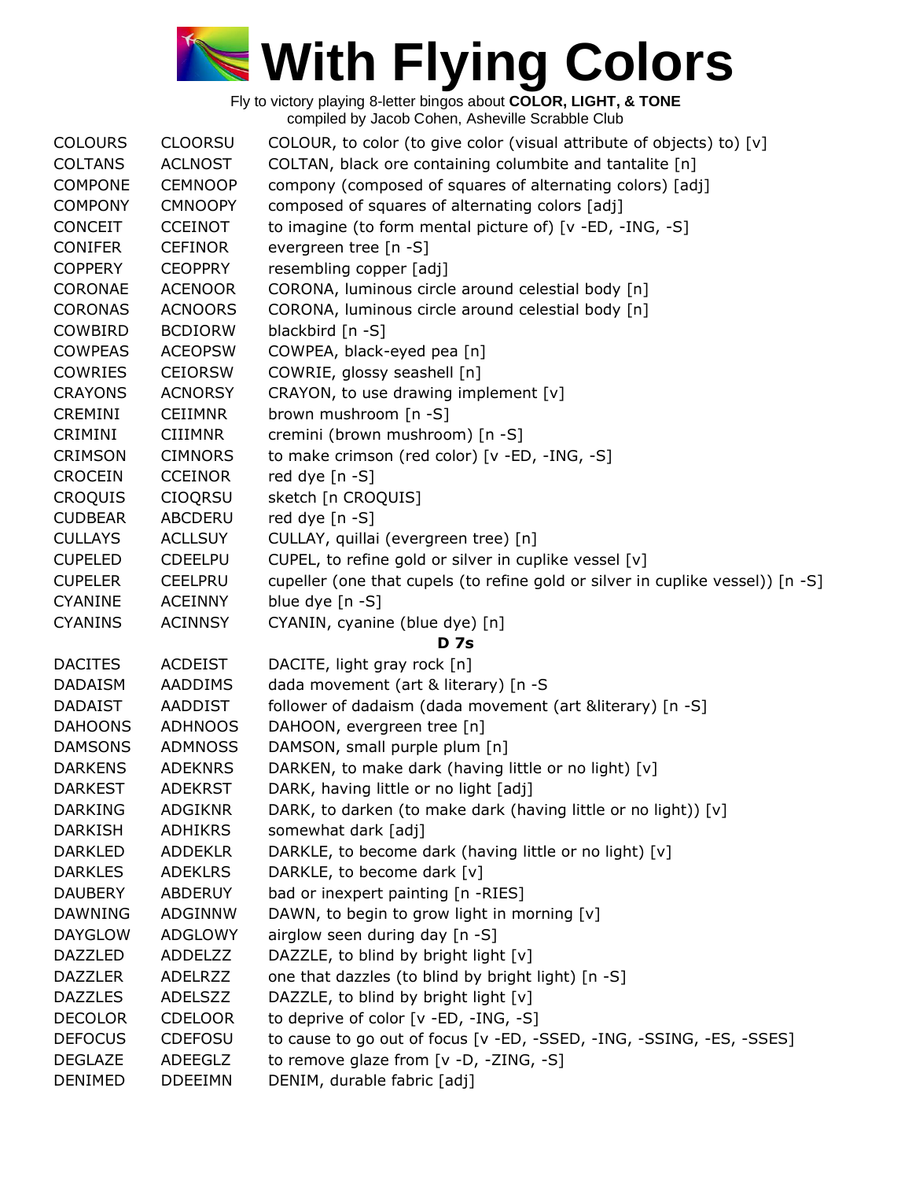# With Flying Colors

Fly to victory playing 8-letter bingos about **COLOR, LIGHT, & TONE**
compiled by Jacob Cohen, Asheville Scrabble Club

| | | |
|---|---|---|
| COLOURS | CLOORSU | COLOUR, to color (to give color (visual attribute of objects) to) [v] |
| COLTANS | ACLNOST | COLTAN, black ore containing columbite and tantalite [n] |
| COMPONE | CEMNOOP | compony (composed of squares of alternating colors) [adj] |
| COMPONY | CMNOOPY | composed of squares of alternating colors [adj] |
| CONCEIT | CCEINOT | to imagine (to form mental picture of) [v -ED, -ING, -S] |
| CONIFER | CEFINOR | evergreen tree [n -S] |
| COPPERY | CEOPPRY | resembling copper [adj] |
| CORONAE | ACENOOR | CORONA, luminous circle around celestial body [n] |
| CORONAS | ACNOORS | CORONA, luminous circle around celestial body [n] |
| COWBIRD | BCDIORW | blackbird [n -S] |
| COWPEAS | ACEOPSW | COWPEA, black-eyed pea [n] |
| COWRIES | CEIORSW | COWRIE, glossy seashell [n] |
| CRAYONS | ACNORSY | CRAYON, to use drawing implement [v] |
| CREMINI | CEIIMNR | brown mushroom [n -S] |
| CRIMINI | CIIIMNR | cremini (brown mushroom) [n -S] |
| CRIMSON | CIMNORS | to make crimson (red color) [v -ED, -ING, -S] |
| CROCEIN | CCEINOR | red dye [n -S] |
| CROQUIS | CIOQRSU | sketch [n CROQUIS] |
| CUDBEAR | ABCDERU | red dye [n -S] |
| CULLAYS | ACLLSUY | CULLAY, quillai (evergreen tree) [n] |
| CUPELED | CDEELPU | CUPEL, to refine gold or silver in cuplike vessel [v] |
| CUPELER | CEELPRU | cupeller (one that cupels (to refine gold or silver in cuplike vessel)) [n -S] |
| CYANINE | ACEINNY | blue dye [n -S] |
| CYANINS | ACINNSY | CYANIN, cyanine (blue dye) [n] |

**D 7s**

| | | |
|---|---|---|
| DACITES | ACDEIST | DACITE, light gray rock [n] |
| DADAISM | AADDIMS | dada movement (art & literary) [n -S |
| DADAIST | AADDIST | follower of dadaism (dada movement (art &literary) [n -S] |
| DAHOONS | ADHNOOS | DAHOON, evergreen tree [n] |
| DAMSONS | ADMNOSS | DAMSON, small purple plum [n] |
| DARKENS | ADEKNRS | DARKEN, to make dark (having little or no light) [v] |
| DARKEST | ADEKRST | DARK, having little or no light [adj] |
| DARKING | ADGIKNR | DARK, to darken (to make dark (having little or no light)) [v] |
| DARKISH | ADHIKRS | somewhat dark [adj] |
| DARKLED | ADDEKLR | DARKLE, to become dark (having little or no light) [v] |
| DARKLES | ADEKLRS | DARKLE, to become dark [v] |
| DAUBERY | ABDERUY | bad or inexpert painting [n -RIES] |
| DAWNING | ADGINNW | DAWN, to begin to grow light in morning [v] |
| DAYGLOW | ADGLOWY | airglow seen during day [n -S] |
| DAZZLED | ADDELZZ | DAZZLE, to blind by bright light [v] |
| DAZZLER | ADELRZZ | one that dazzles (to blind by bright light) [n -S] |
| DAZZLES | ADELSZZ | DAZZLE, to blind by bright light [v] |
| DECOLOR | CDELOOR | to deprive of color [v -ED, -ING, -S] |
| DEFOCUS | CDEFOSU | to cause to go out of focus [v -ED, -SSED, -ING, -SSING, -ES, -SSES] |
| DEGLAZE | ADEEGLZ | to remove glaze from [v -D, -ZING, -S] |
| DENIMED | DDEEIMN | DENIM, durable fabric [adj] |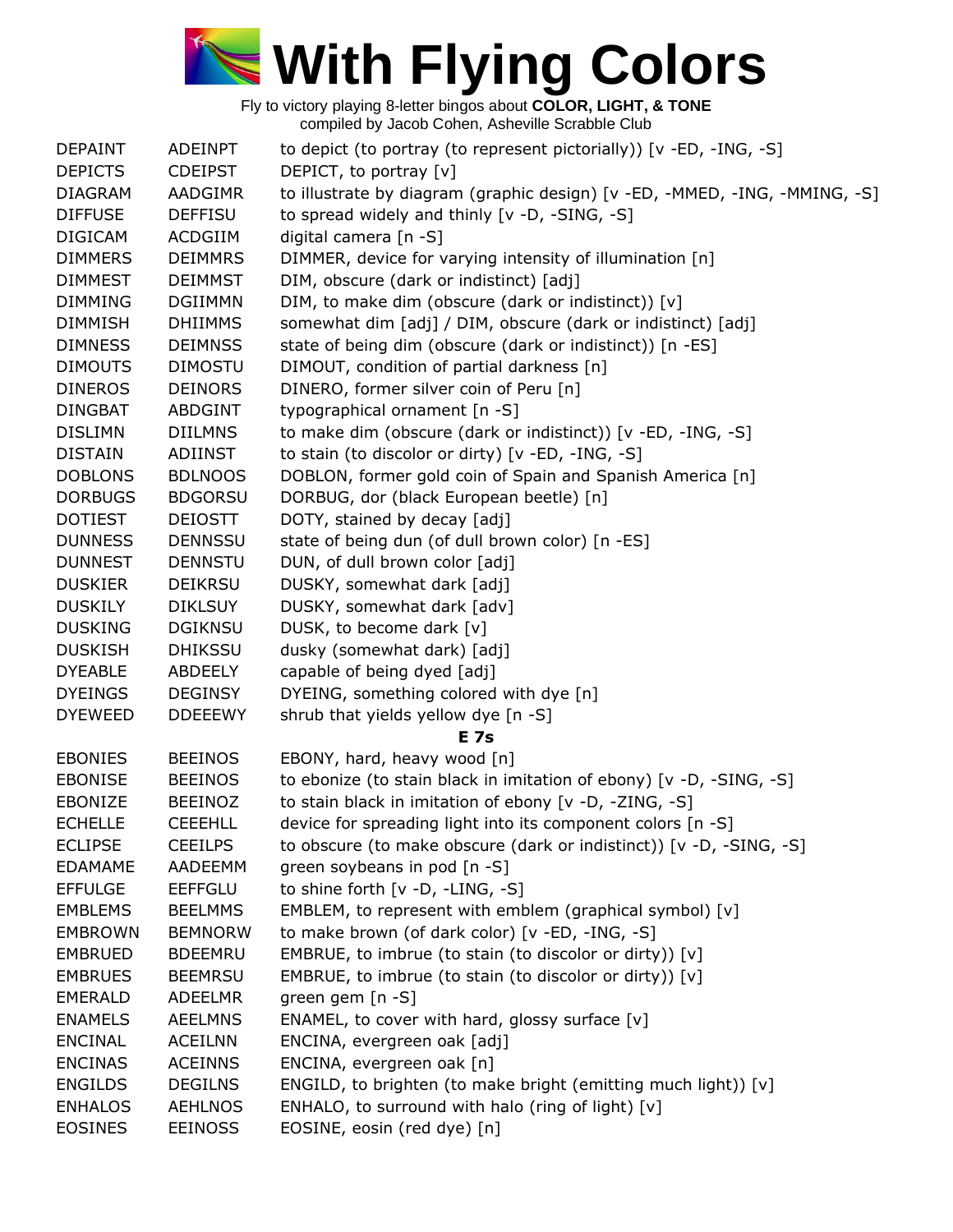# With Flying Colors

Fly to victory playing 8-letter bingos about **COLOR, LIGHT, & TONE**
compiled by Jacob Cohen, Asheville Scrabble Club

| | | |
|---|---|---|
| DEPAINT | ADEINPT | to depict (to portray (to represent pictorially)) [v -ED, -ING, -S] |
| DEPICTS | CDEIPST | DEPICT, to portray [v] |
| DIAGRAM | AADGIMR | to illustrate by diagram (graphic design) [v -ED, -MMED, -ING, -MMING, -S] |
| DIFFUSE | DEFFISU | to spread widely and thinly [v -D, -SING, -S] |
| DIGICAM | ACDGIIM | digital camera [n -S] |
| DIMMERS | DEIMMRS | DIMMER, device for varying intensity of illumination [n] |
| DIMMEST | DEIMMST | DIM, obscure (dark or indistinct) [adj] |
| DIMMING | DGIIMMN | DIM, to make dim (obscure (dark or indistinct)) [v] |
| DIMMISH | DHIIMMS | somewhat dim [adj] / DIM, obscure (dark or indistinct) [adj] |
| DIMNESS | DEIMNSS | state of being dim (obscure (dark or indistinct)) [n -ES] |
| DIMOUTS | DIMOSTU | DIMOUT, condition of partial darkness [n] |
| DINEROS | DEINORS | DINERO, former silver coin of Peru [n] |
| DINGBAT | ABDGINT | typographical ornament [n -S] |
| DISLIMN | DIILMNS | to make dim (obscure (dark or indistinct)) [v -ED, -ING, -S] |
| DISTAIN | ADIINST | to stain (to discolor or dirty) [v -ED, -ING, -S] |
| DOBLONS | BDLNOOS | DOBLON, former gold coin of Spain and Spanish America [n] |
| DORBUGS | BDGORSU | DORBUG, dor (black European beetle) [n] |
| DOTIEST | DEIOSTT | DOTY, stained by decay [adj] |
| DUNNESS | DENNSSU | state of being dun (of dull brown color) [n -ES] |
| DUNNEST | DENNSTU | DUN, of dull brown color [adj] |
| DUSKIER | DEIKRSU | DUSKY, somewhat dark [adj] |
| DUSKILY | DIKLSUY | DUSKY, somewhat dark [adv] |
| DUSKING | DGIKNSU | DUSK, to become dark [v] |
| DUSKISH | DHIKSSU | dusky (somewhat dark) [adj] |
| DYEABLE | ABDEELY | capable of being dyed [adj] |
| DYEINGS | DEGINSY | DYEING, something colored with dye [n] |
| DYEWEED | DDEEEWY | shrub that yields yellow dye [n -S] |
| | | **E 7s** |
| EBONIES | BEEINOS | EBONY, hard, heavy wood [n] |
| EBONISE | BEEINOS | to ebonize (to stain black in imitation of ebony) [v -D, -SING, -S] |
| EBONIZE | BEEINOZ | to stain black in imitation of ebony [v -D, -ZING, -S] |
| ECHELLE | CEEEHLL | device for spreading light into its component colors [n -S] |
| ECLIPSE | CEEILPS | to obscure (to make obscure (dark or indistinct)) [v -D, -SING, -S] |
| EDAMAME | AADEEMM | green soybeans in pod [n -S] |
| EFFULGE | EEFFGLU | to shine forth [v -D, -LING, -S] |
| EMBLEMS | BEELMMS | EMBLEM, to represent with emblem (graphical symbol) [v] |
| EMBROWN | BEMNORW | to make brown (of dark color) [v -ED, -ING, -S] |
| EMBRUED | BDEEMRU | EMBRUE, to imbrue (to stain (to discolor or dirty)) [v] |
| EMBRUES | BEEMRSU | EMBRUE, to imbrue (to stain (to discolor or dirty)) [v] |
| EMERALD | ADEELMR | green gem [n -S] |
| ENAMELS | AEELMNS | ENAMEL, to cover with hard, glossy surface [v] |
| ENCINAL | ACEILNN | ENCINA, evergreen oak [adj] |
| ENCINAS | ACEINNS | ENCINA, evergreen oak [n] |
| ENGILDS | DEGILNS | ENGILD, to brighten (to make bright (emitting much light)) [v] |
| ENHALOS | AEHLNOS | ENHALO, to surround with halo (ring of light) [v] |
| EOSINES | EEINOSS | EOSINE, eosin (red dye) [n] |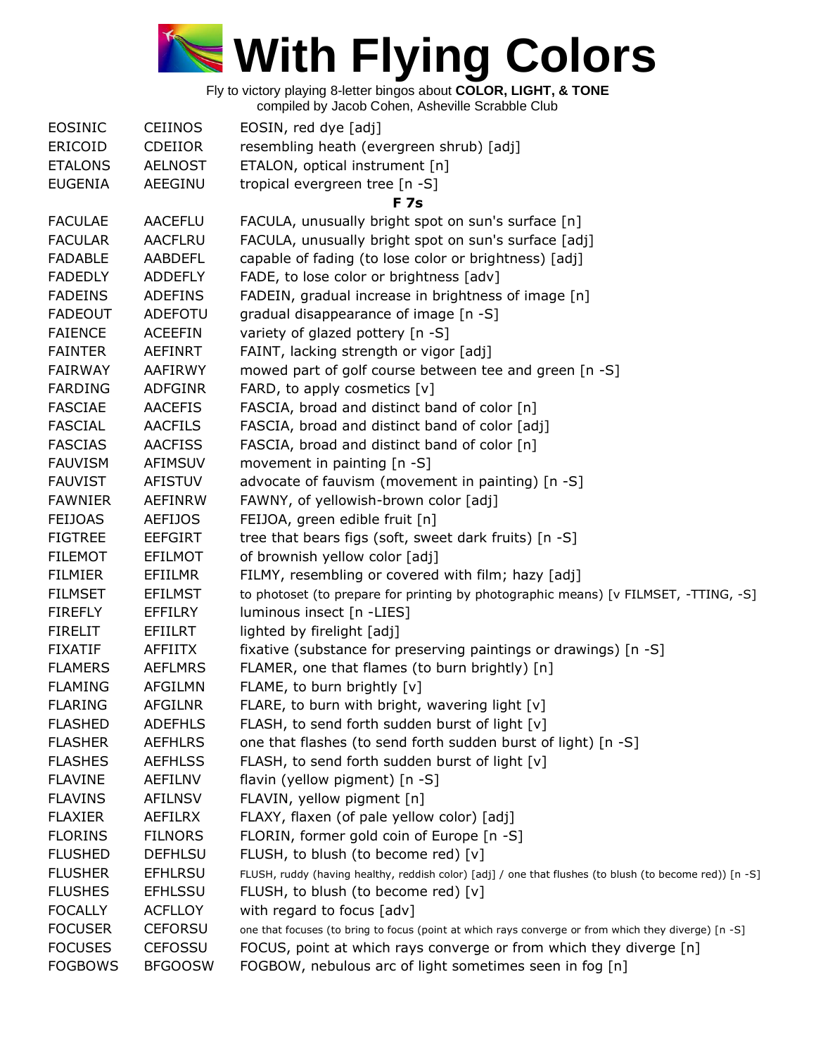# With Flying Colors

Fly to victory playing 8-letter bingos about **COLOR, LIGHT, & TONE**
compiled by Jacob Cohen, Asheville Scrabble Club

| | | |
|---|---|---|
| EOSINIC | CEIINOS | EOSIN, red dye [adj] |
| ERICOID | CDEIIOR | resembling heath (evergreen shrub) [adj] |
| ETALONS | AELNOST | ETALON, optical instrument [n] |
| EUGENIA | AEEGINU | tropical evergreen tree [n -S] |
| | | **F 7s** |
| FACULAE | AACEFLU | FACULA, unusually bright spot on sun's surface [n] |
| FACULAR | AACFLRU | FACULA, unusually bright spot on sun's surface [adj] |
| FADABLE | AABDEFL | capable of fading (to lose color or brightness) [adj] |
| FADEDLY | ADDEFLY | FADE, to lose color or brightness [adv] |
| FADEINS | ADEFINS | FADEIN, gradual increase in brightness of image [n] |
| FADEOUT | ADEFOTU | gradual disappearance of image [n -S] |
| FAIENCE | ACEEFIN | variety of glazed pottery [n -S] |
| FAINTER | AEFINRT | FAINT, lacking strength or vigor [adj] |
| FAIRWAY | AAFIRWY | mowed part of golf course between tee and green [n -S] |
| FARDING | ADFGINR | FARD, to apply cosmetics [v] |
| FASCIAE | AACEFIS | FASCIA, broad and distinct band of color [n] |
| FASCIAL | AACFILS | FASCIA, broad and distinct band of color [adj] |
| FASCIAS | AACFISS | FASCIA, broad and distinct band of color [n] |
| FAUVISM | AFIMSUV | movement in painting [n -S] |
| FAUVIST | AFISTUV | advocate of fauvism (movement in painting) [n -S] |
| FAWNIER | AEFINRW | FAWNY, of yellowish-brown color [adj] |
| FEIJOAS | AEFIJOS | FEIJOA, green edible fruit [n] |
| FIGTREE | EEFGIRT | tree that bears figs (soft, sweet dark fruits) [n -S] |
| FILEMOT | EFILMOT | of brownish yellow color [adj] |
| FILMIER | EFIILMR | FILMY, resembling or covered with film; hazy [adj] |
| FILMSET | EFILMST | to photoset (to prepare for printing by photographic means) [v FILMSET, -TTING, -S] |
| FIREFLY | EFFILRY | luminous insect [n -LIES] |
| FIRELIT | EFIILRT | lighted by firelight [adj] |
| FIXATIF | AFFIITX | fixative (substance for preserving paintings or drawings) [n -S] |
| FLAMERS | AEFLMRS | FLAMER, one that flames (to burn brightly) [n] |
| FLAMING | AFGILMN | FLAME, to burn brightly [v] |
| FLARING | AFGILNR | FLARE, to burn with bright, wavering light [v] |
| FLASHED | ADEFHLS | FLASH, to send forth sudden burst of light [v] |
| FLASHER | AEFHLRS | one that flashes (to send forth sudden burst of light) [n -S] |
| FLASHES | AEFHLSS | FLASH, to send forth sudden burst of light [v] |
| FLAVINE | AEFILNV | flavin (yellow pigment) [n -S] |
| FLAVINS | AFILNSV | FLAVIN, yellow pigment [n] |
| FLAXIER | AEFILRX | FLAXY, flaxen (of pale yellow color) [adj] |
| FLORINS | FILNORS | FLORIN, former gold coin of Europe [n -S] |
| FLUSHED | DEFHLSU | FLUSH, to blush (to become red) [v] |
| FLUSHER | EFHLRSU | FLUSH, ruddy (having healthy, reddish color) [adj] / one that flushes (to blush (to become red)) [n -S] |
| FLUSHES | EFHLSSU | FLUSH, to blush (to become red) [v] |
| FOCALLY | ACFLLOY | with regard to focus [adv] |
| FOCUSER | CEFORSU | one that focuses (to bring to focus (point at which rays converge or from which they diverge) [n -S] |
| FOCUSES | CEFOSSU | FOCUS, point at which rays converge or from which they diverge [n] |
| FOGBOWS | BFGOOSW | FOGBOW, nebulous arc of light sometimes seen in fog [n] |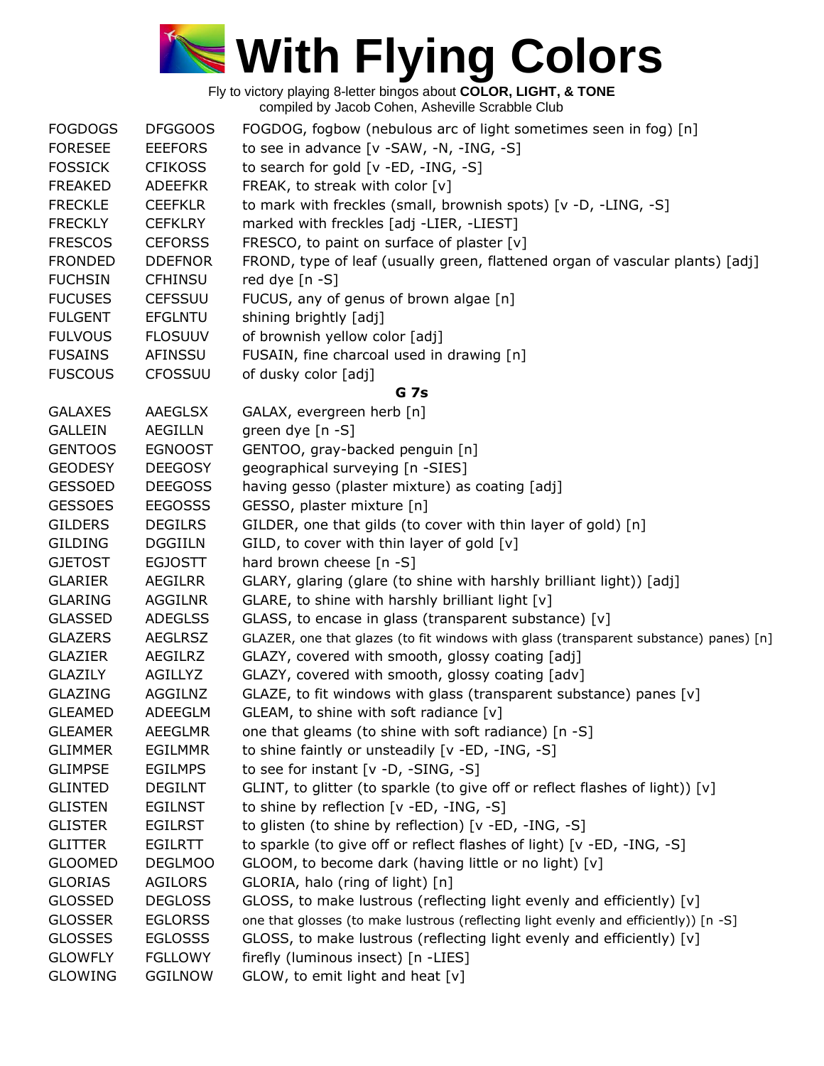# With Flying Colors

Fly to victory playing 8-letter bingos about **COLOR, LIGHT, & TONE**
compiled by Jacob Cohen, Asheville Scrabble Club

| | | |
|---|---|---|
| FOGDOGS | DFGGOOS | FOGDOG, fogbow (nebulous arc of light sometimes seen in fog) [n] |
| FORESEE | EEEFORS | to see in advance [v -SAW, -N, -ING, -S] |
| FOSSICK | CFIKOSS | to search for gold [v -ED, -ING, -S] |
| FREAKED | ADEEFKR | FREAK, to streak with color [v] |
| FRECKLE | CEEFKLR | to mark with freckles (small, brownish spots) [v -D, -LING, -S] |
| FRECKLY | CEFKLRY | marked with freckles [adj -LIER, -LIEST] |
| FRESCOS | CEFORSS | FRESCO, to paint on surface of plaster [v] |
| FRONDED | DDEFNOR | FROND, type of leaf (usually green, flattened organ of vascular plants) [adj] |
| FUCHSIN | CFHINSU | red dye [n -S] |
| FUCUSES | CEFSSUU | FUCUS, any of genus of brown algae [n] |
| FULGENT | EFGLNTU | shining brightly [adj] |
| FULVOUS | FLOSUUV | of brownish yellow color [adj] |
| FUSAINS | AFINSSU | FUSAIN, fine charcoal used in drawing [n] |
| FUSCOUS | CFOSSUU | of dusky color [adj] |
| | | **G 7s** |
| GALAXES | AAEGLSX | GALAX, evergreen herb [n] |
| GALLEIN | AEGILLN | green dye [n -S] |
| GENTOOS | EGNOOST | GENTOO, gray-backed penguin [n] |
| GEODESY | DEEGOSY | geographical surveying [n -SIES] |
| GESSOED | DEEGOSS | having gesso (plaster mixture) as coating [adj] |
| GESSOES | EEGOSSS | GESSO, plaster mixture [n] |
| GILDERS | DEGILRS | GILDER, one that gilds (to cover with thin layer of gold) [n] |
| GILDING | DGGIILN | GILD, to cover with thin layer of gold [v] |
| GJETOST | EGJOSTT | hard brown cheese [n -S] |
| GLARIER | AEGILRR | GLARY, glaring (glare (to shine with harshly brilliant light)) [adj] |
| GLARING | AGGILNR | GLARE, to shine with harshly brilliant light [v] |
| GLASSED | ADEGLSS | GLASS, to encase in glass (transparent substance) [v] |
| GLAZERS | AEGLRSZ | GLAZER, one that glazes (to fit windows with glass (transparent substance) panes) [n] |
| GLAZIER | AEGILRZ | GLAZY, covered with smooth, glossy coating [adj] |
| GLAZILY | AGILLYZ | GLAZY, covered with smooth, glossy coating [adv] |
| GLAZING | AGGILNZ | GLAZE, to fit windows with glass (transparent substance) panes [v] |
| GLEAMED | ADEEGLM | GLEAM, to shine with soft radiance [v] |
| GLEAMER | AEEGLMR | one that gleams (to shine with soft radiance) [n -S] |
| GLIMMER | EGILMMR | to shine faintly or unsteadily [v -ED, -ING, -S] |
| GLIMPSE | EGILMPS | to see for instant [v -D, -SING, -S] |
| GLINTED | DEGILNT | GLINT, to glitter (to sparkle (to give off or reflect flashes of light)) [v] |
| GLISTEN | EGILNST | to shine by reflection [v -ED, -ING, -S] |
| GLISTER | EGILRST | to glisten (to shine by reflection) [v -ED, -ING, -S] |
| GLITTER | EGILRTT | to sparkle (to give off or reflect flashes of light) [v -ED, -ING, -S] |
| GLOOMED | DEGLMOO | GLOOM, to become dark (having little or no light) [v] |
| GLORIAS | AGILORS | GLORIA, halo (ring of light) [n] |
| GLOSSED | DEGLOSS | GLOSS, to make lustrous (reflecting light evenly and efficiently) [v] |
| GLOSSER | EGLORSS | one that glosses (to make lustrous (reflecting light evenly and efficiently)) [n -S] |
| GLOSSES | EGLOSSS | GLOSS, to make lustrous (reflecting light evenly and efficiently) [v] |
| GLOWFLY | FGLLOWY | firefly (luminous insect) [n -LIES] |
| GLOWING | GGILNOW | GLOW, to emit light and heat [v] |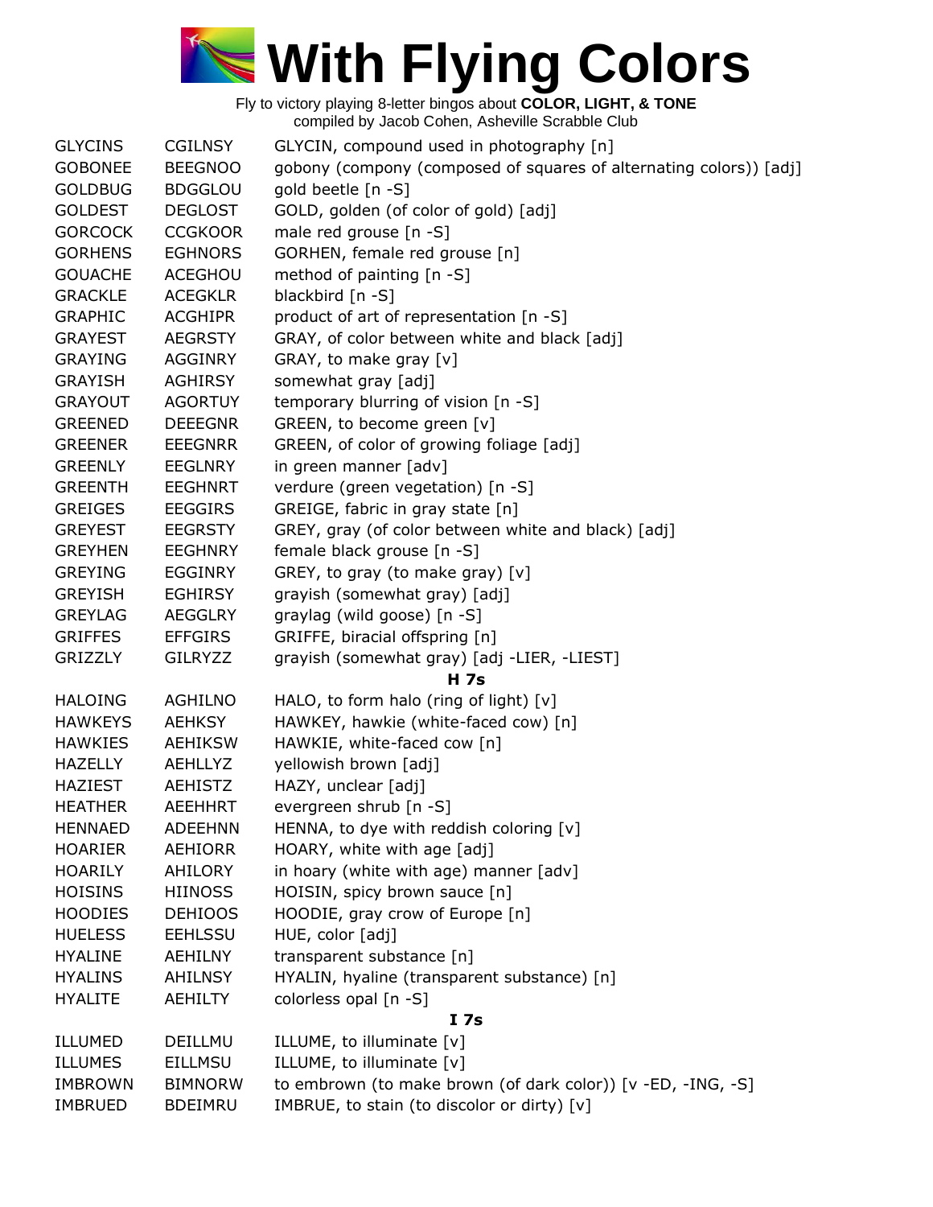# With Flying Colors

Fly to victory playing 8-letter bingos about **COLOR, LIGHT, & TONE**
compiled by Jacob Cohen, Asheville Scrabble Club

| | | |
|---|---|---|
| GLYCINS | CGILNSY | GLYCIN, compound used in photography [n] |
| GOBONEE | BEEGNOO | gobony (compony (composed of squares of alternating colors)) [adj] |
| GOLDBUG | BDGGLOU | gold beetle [n -S] |
| GOLDEST | DEGLOST | GOLD, golden (of color of gold) [adj] |
| GORCOCK | CCGKOOR | male red grouse [n -S] |
| GORHENS | EGHNORS | GORHEN, female red grouse [n] |
| GOUACHE | ACEGHOU | method of painting [n -S] |
| GRACKLE | ACEGKLR | blackbird [n -S] |
| GRAPHIC | ACGHIPR | product of art of representation [n -S] |
| GRAYEST | AEGRSTY | GRAY, of color between white and black [adj] |
| GRAYING | AGGINRY | GRAY, to make gray [v] |
| GRAYISH | AGHIRSY | somewhat gray [adj] |
| GRAYOUT | AGORTUY | temporary blurring of vision [n -S] |
| GREENED | DEEEGNR | GREEN, to become green [v] |
| GREENER | EEEGNRR | GREEN, of color of growing foliage [adj] |
| GREENLY | EEGLNRY | in green manner [adv] |
| GREENTH | EEGHNRT | verdure (green vegetation) [n -S] |
| GREIGES | EEGGIRS | GREIGE, fabric in gray state [n] |
| GREYEST | EEGRSTY | GREY, gray (of color between white and black) [adj] |
| GREYHEN | EEGHNRY | female black grouse [n -S] |
| GREYING | EGGINRY | GREY, to gray (to make gray) [v] |
| GREYISH | EGHIRSY | grayish (somewhat gray) [adj] |
| GREYLAG | AEGGLRY | graylag (wild goose) [n -S] |
| GRIFFES | EFFGIRS | GRIFFE, biracial offspring [n] |
| GRIZZLY | GILRYZZ | grayish (somewhat gray) [adj -LIER, -LIEST] |
| | | **H 7s** |
| HALOING | AGHILNO | HALO, to form halo (ring of light) [v] |
| HAWKEYS | AEHKSY | HAWKEY, hawkie (white-faced cow) [n] |
| HAWKIES | AEHIKSW | HAWKIE, white-faced cow [n] |
| HAZELLY | AEHLLYZ | yellowish brown [adj] |
| HAZIEST | AEHISTZ | HAZY, unclear [adj] |
| HEATHER | AEEHHRT | evergreen shrub [n -S] |
| HENNAED | ADEEHNN | HENNA, to dye with reddish coloring [v] |
| HOARIER | AEHIORR | HOARY, white with age [adj] |
| HOARILY | AHILORY | in hoary (white with age) manner [adv] |
| HOISINS | HIINOSS | HOISIN, spicy brown sauce [n] |
| HOODIES | DEHIOOS | HOODIE, gray crow of Europe [n] |
| HUELESS | EEHLSSU | HUE, color [adj] |
| HYALINE | AEHILNY | transparent substance [n] |
| HYALINS | AHILNSY | HYALIN, hyaline (transparent substance) [n] |
| HYALITE | AEHILTY | colorless opal [n -S] |
| | | **I 7s** |
| ILLUMED | DEILLMU | ILLUME, to illuminate [v] |
| ILLUMES | EILLMSU | ILLUME, to illuminate [v] |
| IMBROWN | BIMNORW | to embrown (to make brown (of dark color)) [v -ED, -ING, -S] |
| IMBRUED | BDEIMRU | IMBRUE, to stain (to discolor or dirty) [v] |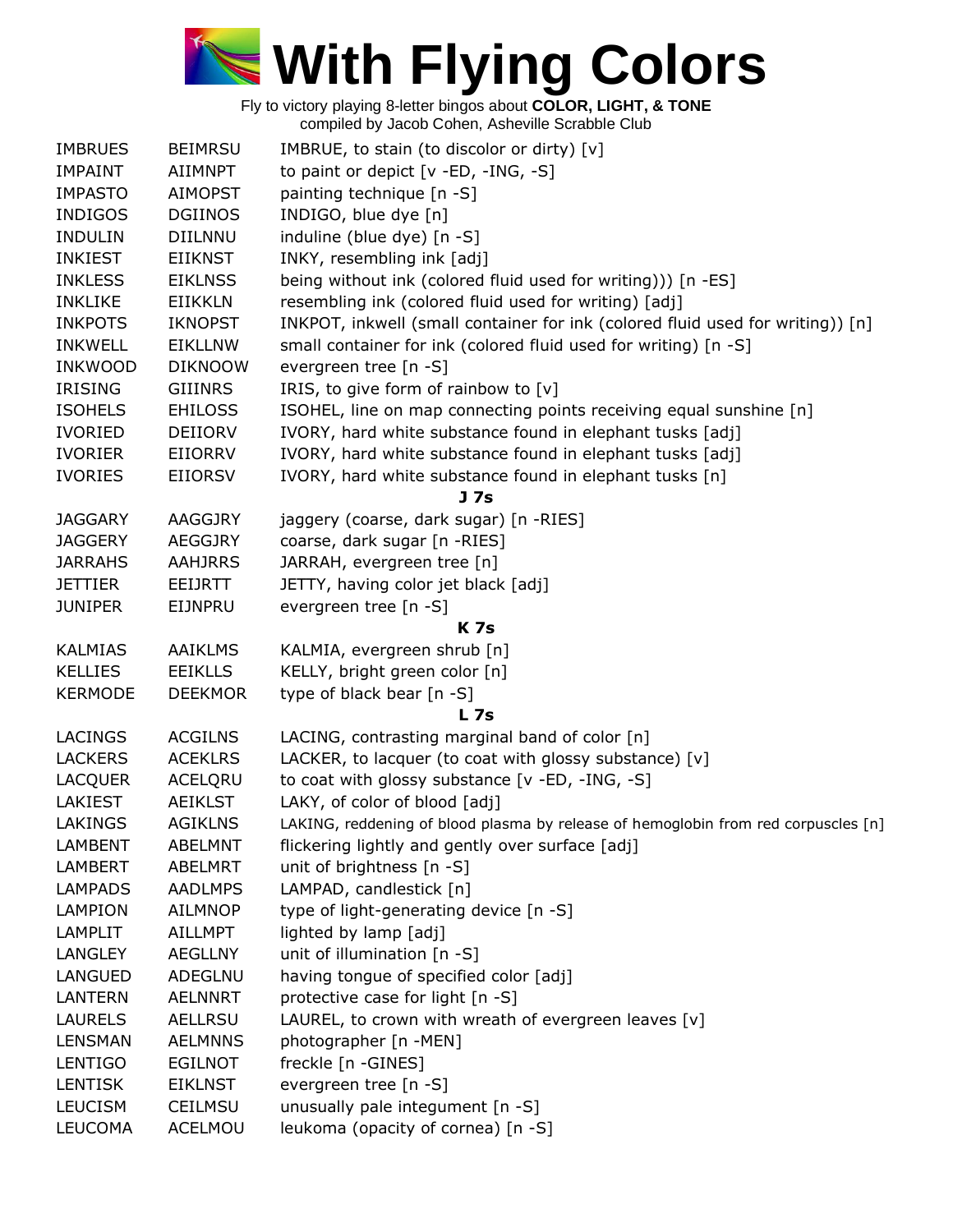# With Flying Colors

Fly to victory playing 8-letter bingos about **COLOR, LIGHT, & TONE**
compiled by Jacob Cohen, Asheville Scrabble Club

| | | |
|---|---|---|
| IMBRUES | BEIMRSU | IMBRUE, to stain (to discolor or dirty) [v] |
| IMPAINT | AIIMNPT | to paint or depict [v -ED, -ING, -S] |
| IMPASTO | AIMOPST | painting technique [n -S] |
| INDIGOS | DGIINOS | INDIGO, blue dye [n] |
| INDULIN | DIILNNU | induline (blue dye) [n -S] |
| INKIEST | EIIKNST | INKY, resembling ink [adj] |
| INKLESS | EIKLNSS | being without ink (colored fluid used for writing))) [n -ES] |
| INKLIKE | EIIKKLN | resembling ink (colored fluid used for writing) [adj] |
| INKPOTS | IKNOPST | INKPOT, inkwell (small container for ink (colored fluid used for writing)) [n] |
| INKWELL | EIKLLNW | small container for ink (colored fluid used for writing) [n -S] |
| INKWOOD | DIKNOOW | evergreen tree [n -S] |
| IRISING | GIIINRS | IRIS, to give form of rainbow to [v] |
| ISOHELS | EHILOSS | ISOHEL, line on map connecting points receiving equal sunshine [n] |
| IVORIED | DEIIORV | IVORY, hard white substance found in elephant tusks [adj] |
| IVORIER | EIIORRV | IVORY, hard white substance found in elephant tusks [adj] |
| IVORIES | EIIORSV | IVORY, hard white substance found in elephant tusks [n] |
| | | **J 7s** |
| JAGGARY | AAGGJRY | jaggery (coarse, dark sugar) [n -RIES] |
| JAGGERY | AEGGJRY | coarse, dark sugar [n -RIES] |
| JARRAHS | AAHJRRS | JARRAH, evergreen tree [n] |
| JETTIER | EEIJRTT | JETTY, having color jet black [adj] |
| JUNIPER | EIJNPRU | evergreen tree [n -S] |
| | | **K 7s** |
| KALMIAS | AAIKLMS | KALMIA, evergreen shrub [n] |
| KELLIES | EEIKLLS | KELLY, bright green color [n] |
| KERMODE | DEEKMOR | type of black bear [n -S] |
| | | **L 7s** |
| LACINGS | ACGILNS | LACING, contrasting marginal band of color [n] |
| LACKERS | ACEKLRS | LACKER, to lacquer (to coat with glossy substance) [v] |
| LACQUER | ACELQRU | to coat with glossy substance [v -ED, -ING, -S] |
| LAKIEST | AEIKLST | LAKY, of color of blood [adj] |
| LAKINGS | AGIKLNS | LAKING, reddening of blood plasma by release of hemoglobin from red corpuscles [n] |
| LAMBENT | ABELMNT | flickering lightly and gently over surface [adj] |
| LAMBERT | ABELMRT | unit of brightness [n -S] |
| LAMPADS | AADLMPS | LAMPAD, candlestick [n] |
| LAMPION | AILMNOP | type of light-generating device [n -S] |
| LAMPLIT | AILLMPT | lighted by lamp [adj] |
| LANGLEY | AEGLLNY | unit of illumination [n -S] |
| LANGUED | ADEGLNU | having tongue of specified color [adj] |
| LANTERN | AELNNRT | protective case for light [n -S] |
| LAURELS | AELLRSU | LAUREL, to crown with wreath of evergreen leaves [v] |
| LENSMAN | AELMNNS | photographer [n -MEN] |
| LENTIGO | EGILNOT | freckle [n -GINES] |
| LENTISK | EIKLNST | evergreen tree [n -S] |
| LEUCISM | CEILMSU | unusually pale integument [n -S] |
| LEUCOMA | ACELMOU | leukoma (opacity of cornea) [n -S] |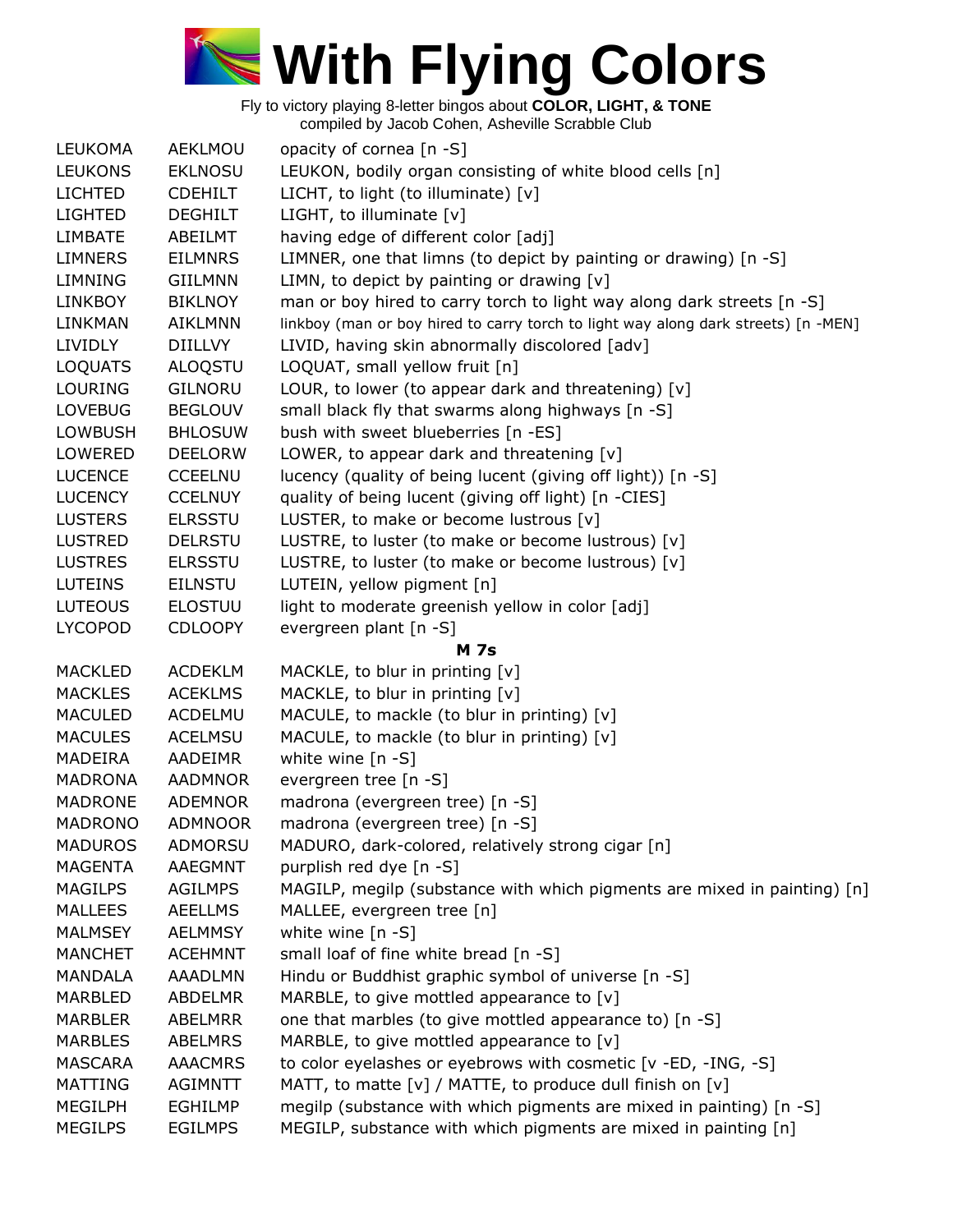# With Flying Colors

Fly to victory playing 8-letter bingos about **COLOR, LIGHT, & TONE**
compiled by Jacob Cohen, Asheville Scrabble Club

| | | |
|---|---|---|
| LEUKOMA | AEKLMOU | opacity of cornea [n -S] |
| LEUKONS | EKLNOSU | LEUKON, bodily organ consisting of white blood cells [n] |
| LICHTED | CDEHILT | LICHT, to light (to illuminate) [v] |
| LIGHTED | DEGHILT | LIGHT, to illuminate [v] |
| LIMBATE | ABEILMT | having edge of different color [adj] |
| LIMNERS | EILMNRS | LIMNER, one that limns (to depict by painting or drawing) [n -S] |
| LIMNING | GIILMNN | LIMN, to depict by painting or drawing [v] |
| LINKBOY | BIKLNOY | man or boy hired to carry torch to light way along dark streets [n -S] |
| LINKMAN | AIKLMNN | linkboy (man or boy hired to carry torch to light way along dark streets) [n -MEN] |
| LIVIDLY | DIILLVY | LIVID, having skin abnormally discolored [adv] |
| LOQUATS | ALOQSTU | LOQUAT, small yellow fruit [n] |
| LOURING | GILNORU | LOUR, to lower (to appear dark and threatening) [v] |
| LOVEBUG | BEGLOUV | small black fly that swarms along highways [n -S] |
| LOWBUSH | BHLOSUW | bush with sweet blueberries [n -ES] |
| LOWERED | DEELORW | LOWER, to appear dark and threatening [v] |
| LUCENCE | CCEELNU | lucency (quality of being lucent (giving off light)) [n -S] |
| LUCENCY | CCELNUY | quality of being lucent (giving off light) [n -CIES] |
| LUSTERS | ELRSSTU | LUSTER, to make or become lustrous [v] |
| LUSTRED | DELRSTU | LUSTRE, to luster (to make or become lustrous) [v] |
| LUSTRES | ELRSSTU | LUSTRE, to luster (to make or become lustrous) [v] |
| LUTEINS | EILNSTU | LUTEIN, yellow pigment [n] |
| LUTEOUS | ELOSTUU | light to moderate greenish yellow in color [adj] |
| LYCOPOD | CDLOOPY | evergreen plant [n -S] |
| | | **M 7s** |
| MACKLED | ACDEKLM | MACKLE, to blur in printing [v] |
| MACKLES | ACEKLMS | MACKLE, to blur in printing [v] |
| MACULED | ACDELMU | MACULE, to mackle (to blur in printing) [v] |
| MACULES | ACELMSU | MACULE, to mackle (to blur in printing) [v] |
| MADEIRA | AADEIMR | white wine [n -S] |
| MADRONA | AADMNOR | evergreen tree [n -S] |
| MADRONE | ADEMNOR | madrona (evergreen tree) [n -S] |
| MADRONO | ADMNOOR | madrona (evergreen tree) [n -S] |
| MADUROS | ADMORSU | MADURO, dark-colored, relatively strong cigar [n] |
| MAGENTA | AAEGMNT | purplish red dye [n -S] |
| MAGILPS | AGILMPS | MAGILP, megilp (substance with which pigments are mixed in painting) [n] |
| MALLEES | AEELLMS | MALLEE, evergreen tree [n] |
| MALMSEY | AELMMSY | white wine [n -S] |
| MANCHET | ACEHMNT | small loaf of fine white bread [n -S] |
| MANDALA | AAADLMN | Hindu or Buddhist graphic symbol of universe [n -S] |
| MARBLED | ABDELMR | MARBLE, to give mottled appearance to [v] |
| MARBLER | ABELMRR | one that marbles (to give mottled appearance to) [n -S] |
| MARBLES | ABELMRS | MARBLE, to give mottled appearance to [v] |
| MASCARA | AAACMRS | to color eyelashes or eyebrows with cosmetic [v -ED, -ING, -S] |
| MATTING | AGIMNTT | MATT, to matte [v] / MATTE, to produce dull finish on [v] |
| MEGILPH | EGHILMP | megilp (substance with which pigments are mixed in painting) [n -S] |
| MEGILPS | EGILMPS | MEGILP, substance with which pigments are mixed in painting [n] |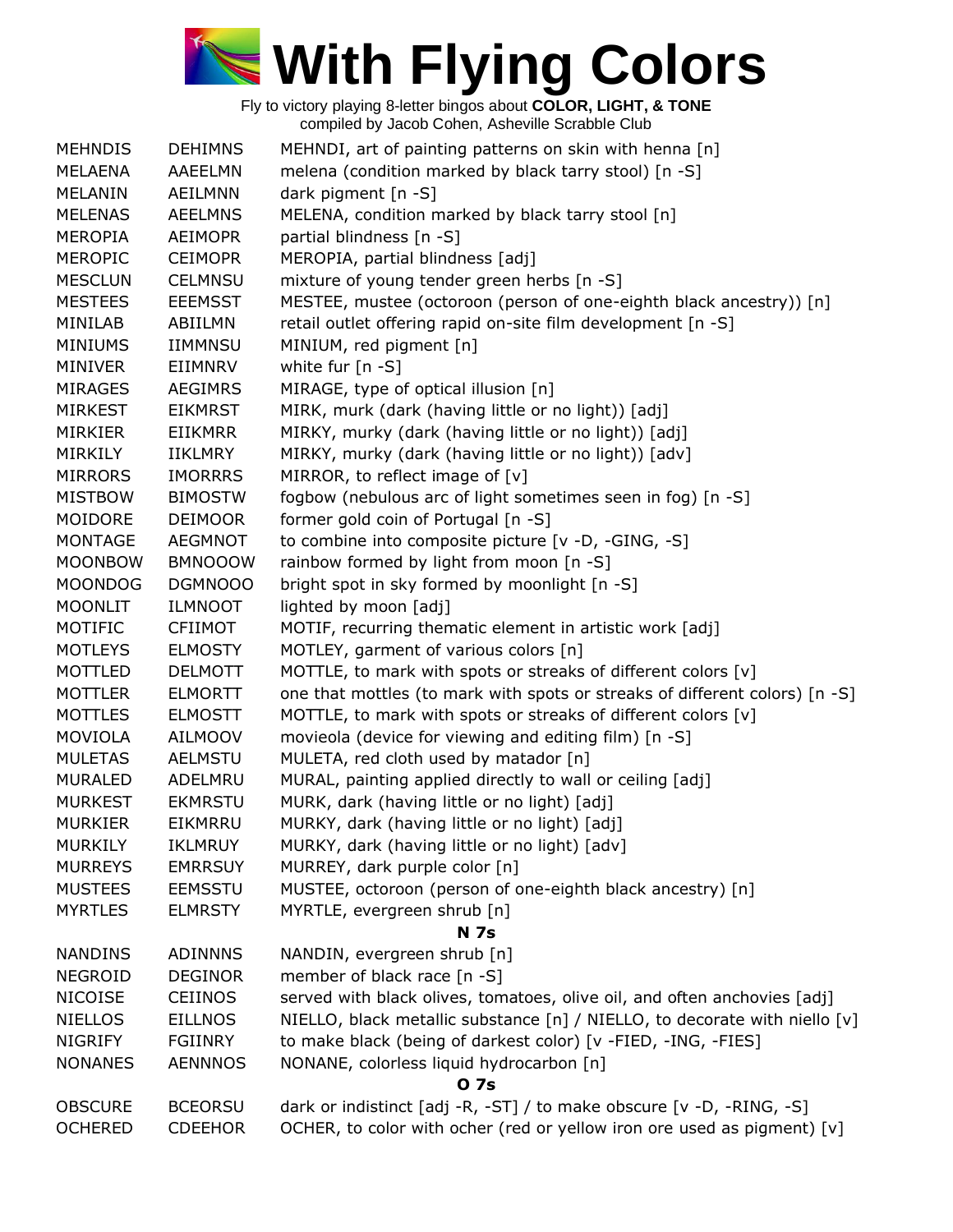# With Flying Colors

Fly to victory playing 8-letter bingos about **COLOR, LIGHT, & TONE**
compiled by Jacob Cohen, Asheville Scrabble Club

| | | |
|---|---|---|
| MEHNDIS | DEHIMNS | MEHNDI, art of painting patterns on skin with henna [n] |
| MELAENA | AAEELMN | melena (condition marked by black tarry stool) [n -S] |
| MELANIN | AEILMNN | dark pigment [n -S] |
| MELENAS | AEELMNS | MELENA, condition marked by black tarry stool [n] |
| MEROPIA | AEIMOPR | partial blindness [n -S] |
| MEROPIC | CEIMOPR | MEROPIA, partial blindness [adj] |
| MESCLUN | CELMNSU | mixture of young tender green herbs [n -S] |
| MESTEES | EEEMSST | MESTEE, mustee (octoroon (person of one-eighth black ancestry)) [n] |
| MINILAB | ABIILMN | retail outlet offering rapid on-site film development [n -S] |
| MINIUMS | IIMMNSU | MINIUM, red pigment [n] |
| MINIVER | EIIMNRV | white fur [n -S] |
| MIRAGES | AEGIMRS | MIRAGE, type of optical illusion [n] |
| MIRKEST | EIKMRST | MIRK, murk (dark (having little or no light)) [adj] |
| MIRKIER | EIIKMRR | MIRKY, murky (dark (having little or no light)) [adj] |
| MIRKILY | IIKLMRY | MIRKY, murky (dark (having little or no light)) [adv] |
| MIRRORS | IMORRRS | MIRROR, to reflect image of [v] |
| MISTBOW | BIMOSTW | fogbow (nebulous arc of light sometimes seen in fog) [n -S] |
| MOIDORE | DEIMOOR | former gold coin of Portugal [n -S] |
| MONTAGE | AEGMNOT | to combine into composite picture [v -D, -GING, -S] |
| MOONBOW | BMNOOOW | rainbow formed by light from moon [n -S] |
| MOONDOG | DGMNOOO | bright spot in sky formed by moonlight [n -S] |
| MOONLIT | ILMNOOT | lighted by moon [adj] |
| MOTIFIC | CFIIMOT | MOTIF, recurring thematic element in artistic work [adj] |
| MOTLEYS | ELMOSTY | MOTLEY, garment of various colors [n] |
| MOTTLED | DELMOTT | MOTTLE, to mark with spots or streaks of different colors [v] |
| MOTTLER | ELMORTT | one that mottles (to mark with spots or streaks of different colors) [n -S] |
| MOTTLES | ELMOSTT | MOTTLE, to mark with spots or streaks of different colors [v] |
| MOVIOLA | AILMOOV | movieola (device for viewing and editing film) [n -S] |
| MULETAS | AELMSTU | MULETA, red cloth used by matador [n] |
| MURALED | ADELMRU | MURAL, painting applied directly to wall or ceiling [adj] |
| MURKEST | EKMRSTU | MURK, dark (having little or no light) [adj] |
| MURKIER | EIKMRRU | MURKY, dark (having little or no light) [adj] |
| MURKILY | IKLMRUY | MURKY, dark (having little or no light) [adv] |
| MURREYS | EMRRSUY | MURREY, dark purple color [n] |
| MUSTEES | EEMSSTU | MUSTEE, octoroon (person of one-eighth black ancestry) [n] |
| MYRTLES | ELMRSTY | MYRTLE, evergreen shrub [n] |

**N 7s**

| | | |
|---|---|---|
| NANDINS | ADINNNS | NANDIN, evergreen shrub [n] |
| NEGROID | DEGINOR | member of black race [n -S] |
| NICOISE | CEIINOS | served with black olives, tomatoes, olive oil, and often anchovies [adj] |
| NIELLOS | EILLNOS | NIELLO, black metallic substance [n] / NIELLO, to decorate with niello [v] |
| NIGRIFY | FGIINRY | to make black (being of darkest color) [v -FIED, -ING, -FIES] |
| NONANES | AENNNOS | NONANE, colorless liquid hydrocarbon [n] |

**O 7s**

| | | |
|---|---|---|
| OBSCURE | BCEORSU | dark or indistinct [adj -R, -ST] / to make obscure [v -D, -RING, -S] |
| OCHERED | CDEEHOR | OCHER, to color with ocher (red or yellow iron ore used as pigment) [v] |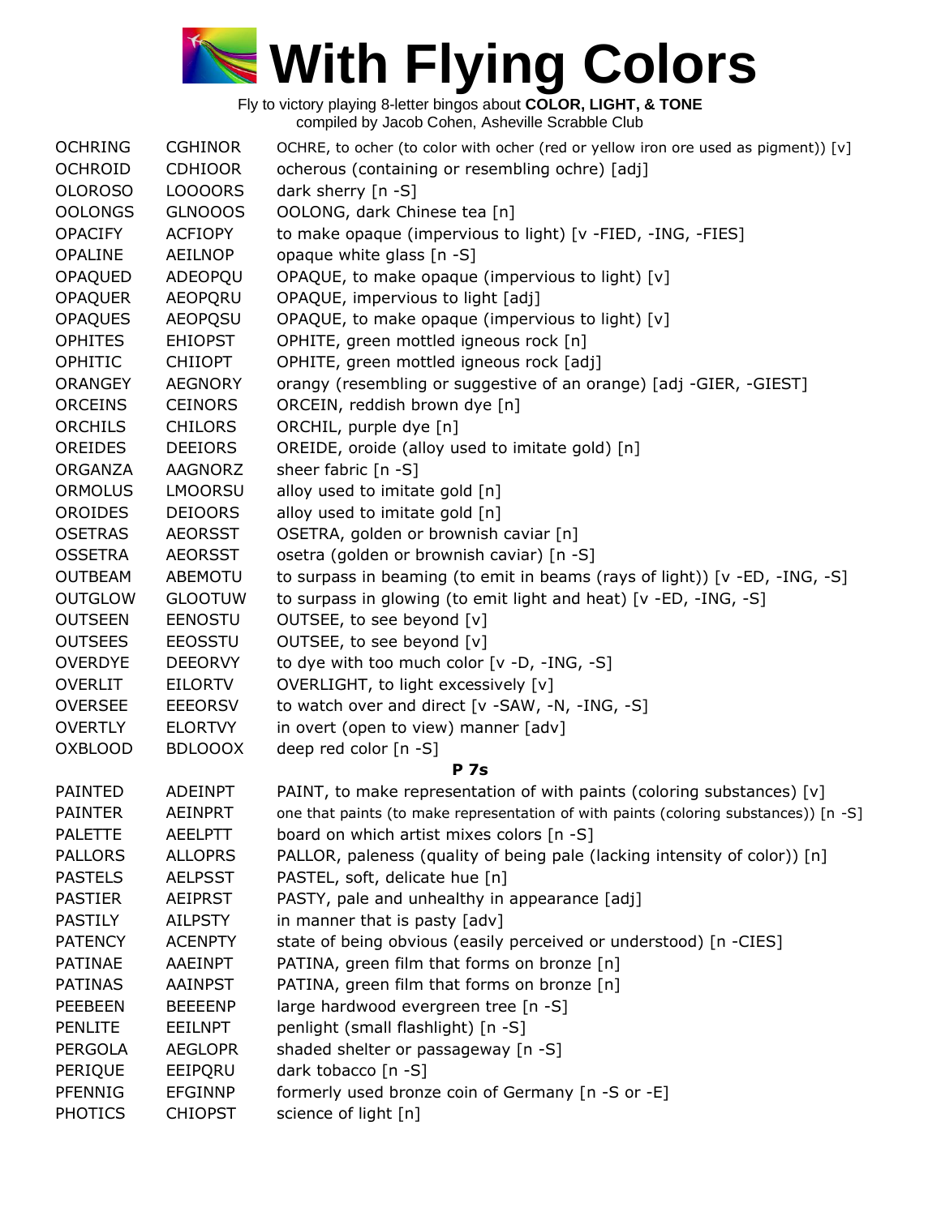# With Flying Colors

Fly to victory playing 8-letter bingos about **COLOR, LIGHT, & TONE**
compiled by Jacob Cohen, Asheville Scrabble Club

| | | |
|---|---|---|
| OCHRING | CGHINOR | OCHRE, to ocher (to color with ocher (red or yellow iron ore used as pigment)) [v] |
| OCHROID | CDHIOOR | ocherous (containing or resembling ochre) [adj] |
| OLOROSO | LOOOORS | dark sherry [n -S] |
| OOLONGS | GLNOOOS | OOLONG, dark Chinese tea [n] |
| OPACIFY | ACFIOPY | to make opaque (impervious to light) [v -FIED, -ING, -FIES] |
| OPALINE | AEILNOP | opaque white glass [n -S] |
| OPAQUED | ADEOPQU | OPAQUE, to make opaque (impervious to light) [v] |
| OPAQUER | AEOPQRU | OPAQUE, impervious to light [adj] |
| OPAQUES | AEOPQSU | OPAQUE, to make opaque (impervious to light) [v] |
| OPHITES | EHIOPST | OPHITE, green mottled igneous rock [n] |
| OPHITIC | CHIIOPT | OPHITE, green mottled igneous rock [adj] |
| ORANGEY | AEGNORY | orangy (resembling or suggestive of an orange) [adj -GIER, -GIEST] |
| ORCEINS | CEINORS | ORCEIN, reddish brown dye [n] |
| ORCHILS | CHILORS | ORCHIL, purple dye [n] |
| OREIDES | DEEIORS | OREIDE, oroide (alloy used to imitate gold) [n] |
| ORGANZA | AAGNORZ | sheer fabric [n -S] |
| ORMOLUS | LMOORSU | alloy used to imitate gold [n] |
| OROIDES | DEIOORS | alloy used to imitate gold [n] |
| OSETRAS | AEORSST | OSETRA, golden or brownish caviar [n] |
| OSSETRA | AEORSST | osetra (golden or brownish caviar) [n -S] |
| OUTBEAM | ABEMOTU | to surpass in beaming (to emit in beams (rays of light)) [v -ED, -ING, -S] |
| OUTGLOW | GLOOTUW | to surpass in glowing (to emit light and heat) [v -ED, -ING, -S] |
| OUTSEEN | EENOSTU | OUTSEE, to see beyond [v] |
| OUTSEES | EEOSSTU | OUTSEE, to see beyond [v] |
| OVERDYE | DEEORVY | to dye with too much color [v -D, -ING, -S] |
| OVERLIT | EILORTV | OVERLIGHT, to light excessively [v] |
| OVERSEE | EEEORSV | to watch over and direct [v -SAW, -N, -ING, -S] |
| OVERTLY | ELORTVY | in overt (open to view) manner [adv] |
| OXBLOOD | BDLOOOX | deep red color [n -S] |

**P 7s**

| | | |
|---|---|---|
| PAINTED | ADEINPT | PAINT, to make representation of with paints (coloring substances) [v] |
| PAINTER | AEINPRT | one that paints (to make representation of with paints (coloring substances)) [n -S] |
| PALETTE | AEELPTT | board on which artist mixes colors [n -S] |
| PALLORS | ALLOPRS | PALLOR, paleness (quality of being pale (lacking intensity of color)) [n] |
| PASTELS | AELPSST | PASTEL, soft, delicate hue [n] |
| PASTIER | AEIPRST | PASTY, pale and unhealthy in appearance [adj] |
| PASTILY | AILPSTY | in manner that is pasty [adv] |
| PATENCY | ACENPTY | state of being obvious (easily perceived or understood) [n -CIES] |
| PATINAE | AAEINPT | PATINA, green film that forms on bronze [n] |
| PATINAS | AAINPST | PATINA, green film that forms on bronze [n] |
| PEEBEEN | BEEEENP | large hardwood evergreen tree [n -S] |
| PENLITE | EEILNPT | penlight (small flashlight) [n -S] |
| PERGOLA | AEGLOPR | shaded shelter or passageway [n -S] |
| PERIQUE | EEIPQRU | dark tobacco [n -S] |
| PFENNIG | EFGINNP | formerly used bronze coin of Germany [n -S or -E] |
| PHOTICS | CHIOPST | science of light [n] |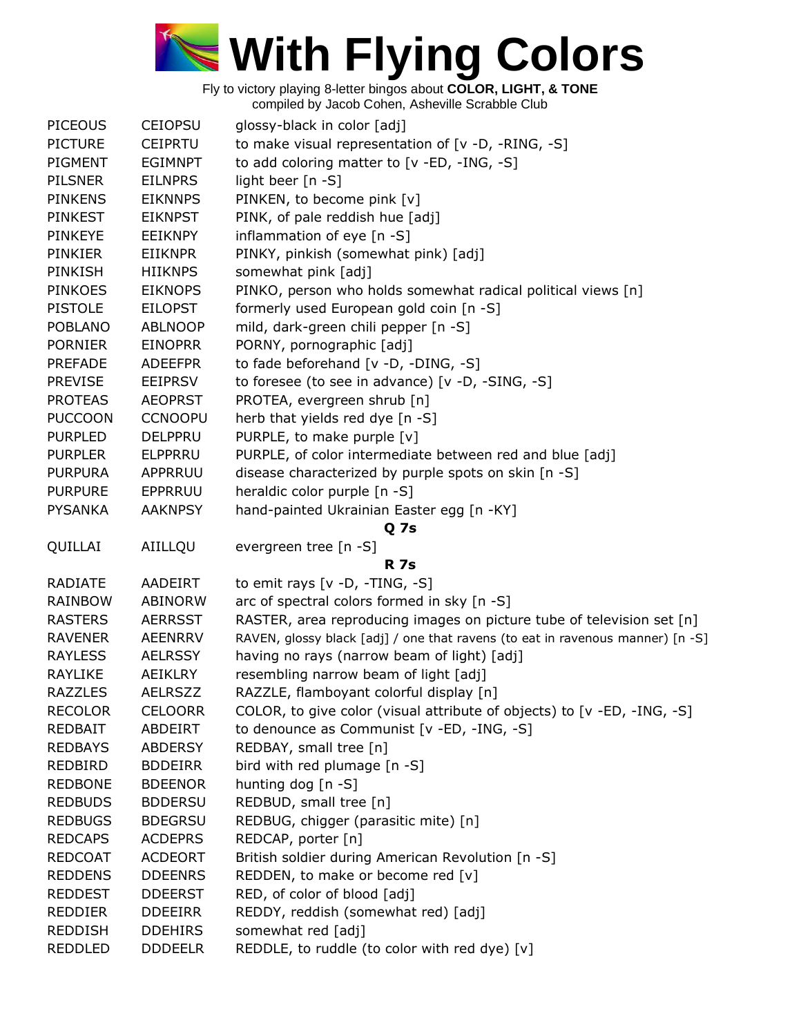# With Flying Colors

Fly to victory playing 8-letter bingos about **COLOR, LIGHT, & TONE**
compiled by Jacob Cohen, Asheville Scrabble Club

| | | |
|---|---|---|
| PICEOUS | CEIOPSU | glossy-black in color [adj] |
| PICTURE | CEIPRTU | to make visual representation of [v -D, -RING, -S] |
| PIGMENT | EGIMNPT | to add coloring matter to [v -ED, -ING, -S] |
| PILSNER | EILNPRS | light beer [n -S] |
| PINKENS | EIKNNPS | PINKEN, to become pink [v] |
| PINKEST | EIKNPST | PINK, of pale reddish hue [adj] |
| PINKEYE | EEIKNPY | inflammation of eye [n -S] |
| PINKIER | EIIKNPR | PINKY, pinkish (somewhat pink) [adj] |
| PINKISH | HIIKNPS | somewhat pink [adj] |
| PINKOES | EIKNOPS | PINKO, person who holds somewhat radical political views [n] |
| PISTOLE | EILOPST | formerly used European gold coin [n -S] |
| POBLANO | ABLNOOP | mild, dark-green chili pepper [n -S] |
| PORNIER | EINOPRR | PORNY, pornographic [adj] |
| PREFADE | ADEEFPR | to fade beforehand [v -D, -DING, -S] |
| PREVISE | EEIPRSV | to foresee (to see in advance) [v -D, -SING, -S] |
| PROTEAS | AEOPRST | PROTEA, evergreen shrub [n] |
| PUCCOON | CCNOOPU | herb that yields red dye [n -S] |
| PURPLED | DELPPRU | PURPLE, to make purple [v] |
| PURPLER | ELPPRRU | PURPLE, of color intermediate between red and blue [adj] |
| PURPURA | APPRRUU | disease characterized by purple spots on skin [n -S] |
| PURPURE | EPPRRUU | heraldic color purple [n -S] |
| PYSANKA | AAKNPSY | hand-painted Ukrainian Easter egg [n -KY] |
| | | **Q 7s** |
| QUILLAI | AIILLQU | evergreen tree [n -S] |
| | | **R 7s** |
| RADIATE | AADEIRT | to emit rays [v -D, -TING, -S] |
| RAINBOW | ABINORW | arc of spectral colors formed in sky [n -S] |
| RASTERS | AERRSST | RASTER, area reproducing images on picture tube of television set [n] |
| RAVENER | AEENRRV | RAVEN, glossy black [adj] / one that ravens (to eat in ravenous manner) [n -S] |
| RAYLESS | AELRSSY | having no rays (narrow beam of light) [adj] |
| RAYLIKE | AEIKLRY | resembling narrow beam of light [adj] |
| RAZZLES | AELRSZZ | RAZZLE, flamboyant colorful display [n] |
| RECOLOR | CELOORR | COLOR, to give color (visual attribute of objects) to [v -ED, -ING, -S] |
| REDBAIT | ABDEIRT | to denounce as Communist [v -ED, -ING, -S] |
| REDBAYS | ABDERSY | REDBAY, small tree [n] |
| REDBIRD | BDDEIRR | bird with red plumage [n -S] |
| REDBONE | BDEENOR | hunting dog [n -S] |
| REDBUDS | BDDERSU | REDBUD, small tree [n] |
| REDBUGS | BDEGRSU | REDBUG, chigger (parasitic mite) [n] |
| REDCAPS | ACDEPRS | REDCAP, porter [n] |
| REDCOAT | ACDEORT | British soldier during American Revolution [n -S] |
| REDDENS | DDEENRS | REDDEN, to make or become red [v] |
| REDDEST | DDEERST | RED, of color of blood [adj] |
| REDDIER | DDEEIRR | REDDY, reddish (somewhat red) [adj] |
| REDDISH | DDEHIRS | somewhat red [adj] |
| REDDLED | DDDEELR | REDDLE, to ruddle (to color with red dye) [v] |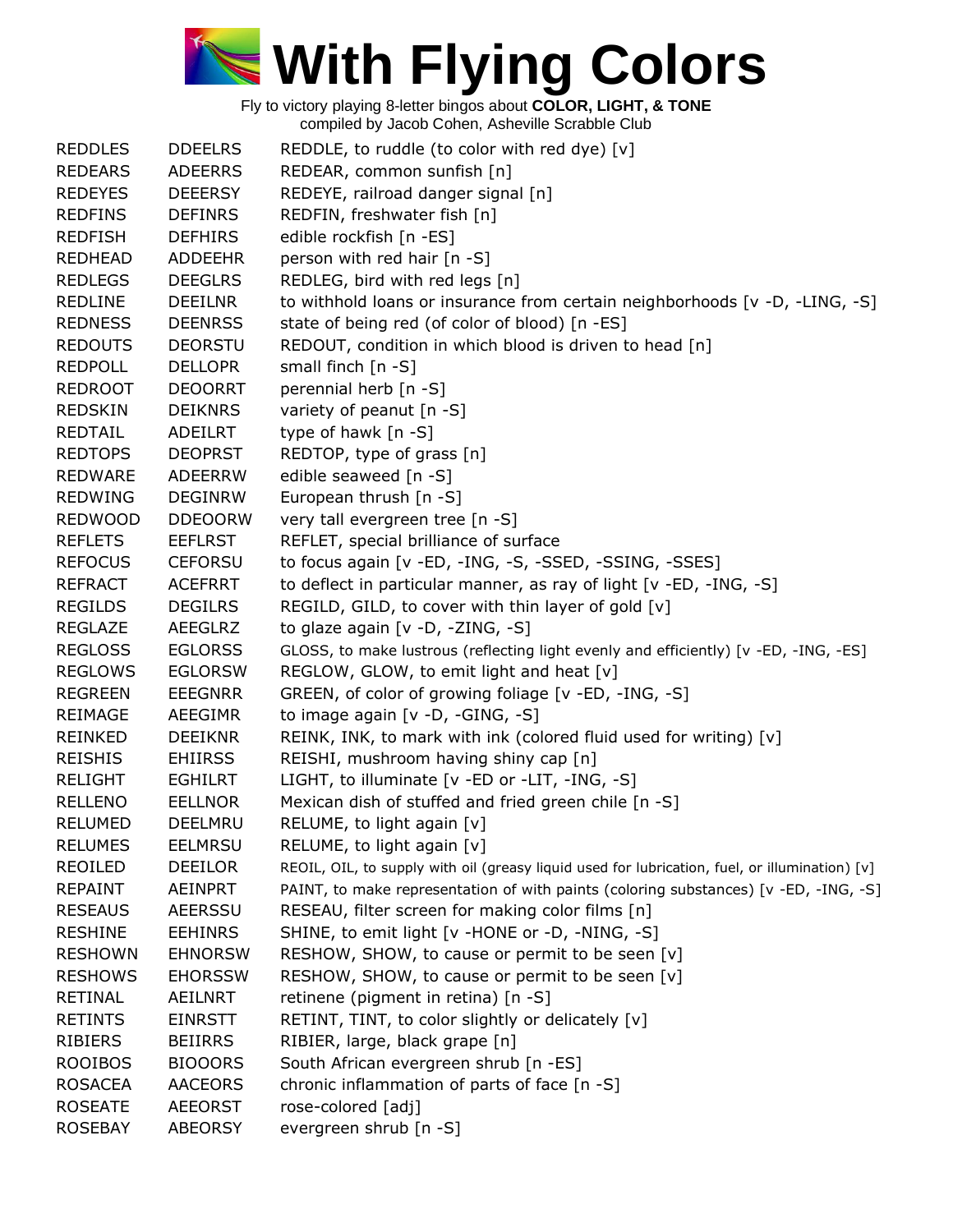# With Flying Colors

Fly to victory playing 8-letter bingos about **COLOR, LIGHT, & TONE**
compiled by Jacob Cohen, Asheville Scrabble Club

| | | |
|---|---|---|
| REDDLES | DDEELRS | REDDLE, to ruddle (to color with red dye) [v] |
| REDEARS | ADEERRS | REDEAR, common sunfish [n] |
| REDEYES | DEEERSY | REDEYE, railroad danger signal [n] |
| REDFINS | DEFINRS | REDFIN, freshwater fish [n] |
| REDFISH | DEFHIRS | edible rockfish [n -ES] |
| REDHEAD | ADDEEHR | person with red hair [n -S] |
| REDLEGS | DEEGLRS | REDLEG, bird with red legs [n] |
| REDLINE | DEEILNR | to withhold loans or insurance from certain neighborhoods [v -D, -LING, -S] |
| REDNESS | DEENRSS | state of being red (of color of blood) [n -ES] |
| REDOUTS | DEORSTU | REDOUT, condition in which blood is driven to head [n] |
| REDPOLL | DELLOPR | small finch [n -S] |
| REDROOT | DEOORRT | perennial herb [n -S] |
| REDSKIN | DEIKNRS | variety of peanut [n -S] |
| REDTAIL | ADEILRT | type of hawk [n -S] |
| REDTOPS | DEOPRST | REDTOP, type of grass [n] |
| REDWARE | ADEERRW | edible seaweed [n -S] |
| REDWING | DEGINRW | European thrush [n -S] |
| REDWOOD | DDEOORW | very tall evergreen tree [n -S] |
| REFLETS | EEFLRST | REFLET, special brilliance of surface |
| REFOCUS | CEFORSU | to focus again [v -ED, -ING, -S, -SSED, -SSING, -SSES] |
| REFRACT | ACEFRRT | to deflect in particular manner, as ray of light [v -ED, -ING, -S] |
| REGILDS | DEGILRS | REGILD, GILD, to cover with thin layer of gold [v] |
| REGLAZE | AEEGLRZ | to glaze again [v -D, -ZING, -S] |
| REGLOSS | EGLORSS | GLOSS, to make lustrous (reflecting light evenly and efficiently) [v -ED, -ING, -ES] |
| REGLOWS | EGLORSW | REGLOW, GLOW, to emit light and heat [v] |
| REGREEN | EEEGNRR | GREEN, of color of growing foliage [v -ED, -ING, -S] |
| REIMAGE | AEEGIMR | to image again [v -D, -GING, -S] |
| REINKED | DEEIKNR | REINK, INK, to mark with ink (colored fluid used for writing) [v] |
| REISHIS | EHIIRSS | REISHI, mushroom having shiny cap [n] |
| RELIGHT | EGHILRT | LIGHT, to illuminate [v -ED or -LIT, -ING, -S] |
| RELLENO | EELLNOR | Mexican dish of stuffed and fried green chile [n -S] |
| RELUMED | DEELMRU | RELUME, to light again [v] |
| RELUMES | EELMRSU | RELUME, to light again [v] |
| REOILED | DEEILOR | REOIL, OIL, to supply with oil (greasy liquid used for lubrication, fuel, or illumination) [v] |
| REPAINT | AEINPRT | PAINT, to make representation of with paints (coloring substances) [v -ED, -ING, -S] |
| RESEAUS | AEERSSU | RESEAU, filter screen for making color films [n] |
| RESHINE | EEHINRS | SHINE, to emit light [v -HONE or -D, -NING, -S] |
| RESHOWN | EHNORSW | RESHOW, SHOW, to cause or permit to be seen [v] |
| RESHOWS | EHORSSW | RESHOW, SHOW, to cause or permit to be seen [v] |
| RETINAL | AEILNRT | retinene (pigment in retina) [n -S] |
| RETINTS | EINRSTT | RETINT, TINT, to color slightly or delicately [v] |
| RIBIERS | BEIIRRS | RIBIER, large, black grape [n] |
| ROOIBOS | BIOOORS | South African evergreen shrub [n -ES] |
| ROSACEA | AACEORS | chronic inflammation of parts of face [n -S] |
| ROSEATE | AEEORST | rose-colored [adj] |
| ROSEBAY | ABEORSY | evergreen shrub [n -S] |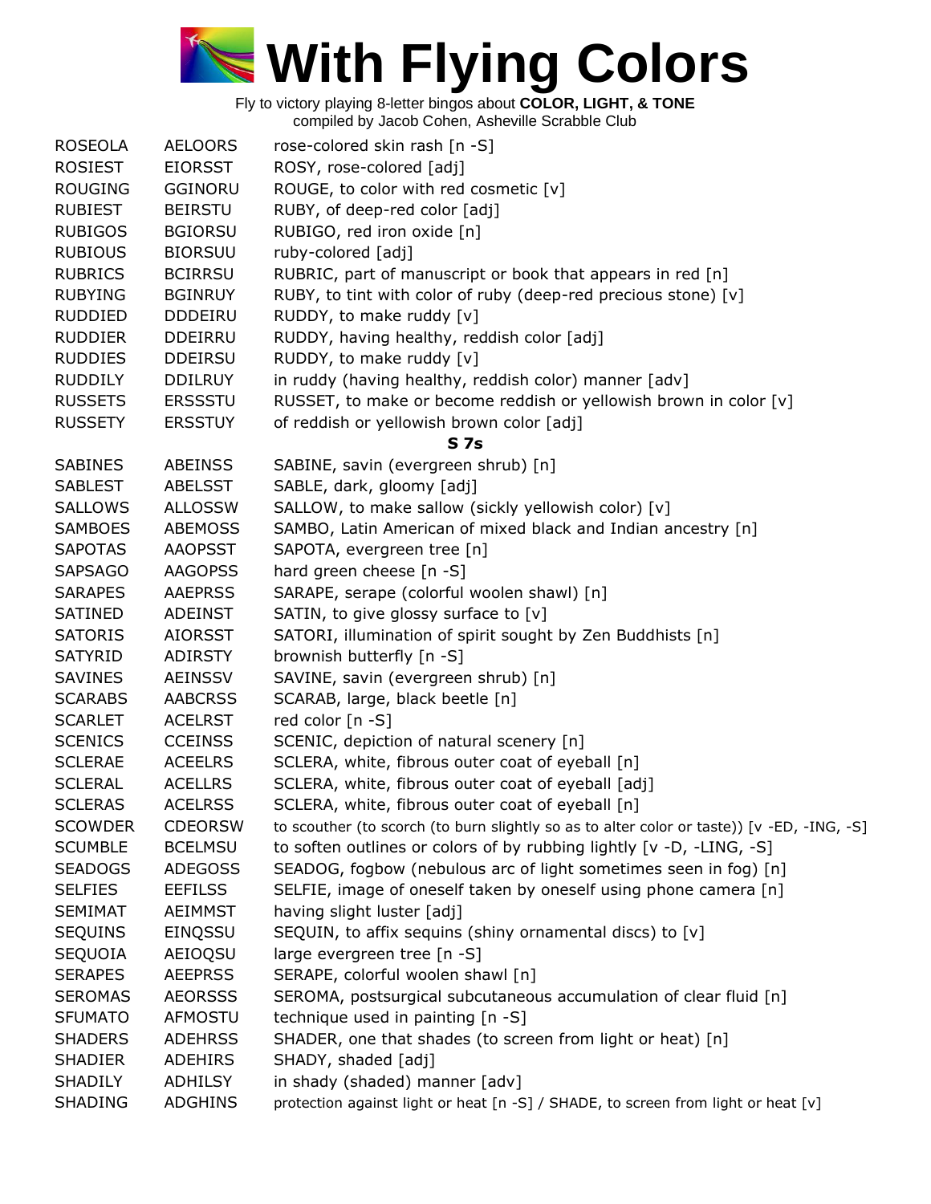# With Flying Colors

Fly to victory playing 8-letter bingos about **COLOR, LIGHT, & TONE**
compiled by Jacob Cohen, Asheville Scrabble Club

| | | |
|---|---|---|
| ROSEOLA | AELOORS | rose-colored skin rash [n -S] |
| ROSIEST | EIORSST | ROSY, rose-colored [adj] |
| ROUGING | GGINORU | ROUGE, to color with red cosmetic [v] |
| RUBIEST | BEIRSTU | RUBY, of deep-red color [adj] |
| RUBIGOS | BGIORSU | RUBIGO, red iron oxide [n] |
| RUBIOUS | BIORSUU | ruby-colored [adj] |
| RUBRICS | BCIRRSU | RUBRIC, part of manuscript or book that appears in red [n] |
| RUBYING | BGINRUY | RUBY, to tint with color of ruby (deep-red precious stone) [v] |
| RUDDIED | DDDEIRU | RUDDY, to make ruddy [v] |
| RUDDIER | DDEIRRU | RUDDY, having healthy, reddish color [adj] |
| RUDDIES | DDEIRSU | RUDDY, to make ruddy [v] |
| RUDDILY | DDILRUY | in ruddy (having healthy, reddish color) manner [adv] |
| RUSSETS | ERSSSTU | RUSSET, to make or become reddish or yellowish brown in color [v] |
| RUSSETY | ERSSTUY | of reddish or yellowish brown color [adj] |

**S 7s**

| | | |
|---|---|---|
| SABINES | ABEINSS | SABINE, savin (evergreen shrub) [n] |
| SABLEST | ABELSST | SABLE, dark, gloomy [adj] |
| SALLOWS | ALLOSSW | SALLOW, to make sallow (sickly yellowish color) [v] |
| SAMBOES | ABEMOSS | SAMBO, Latin American of mixed black and Indian ancestry [n] |
| SAPOTAS | AAOPSST | SAPOTA, evergreen tree [n] |
| SAPSAGO | AAGOPSS | hard green cheese [n -S] |
| SARAPES | AAEPRSS | SARAPE, serape (colorful woolen shawl) [n] |
| SATINED | ADEINST | SATIN, to give glossy surface to [v] |
| SATORIS | AIORSST | SATORI, illumination of spirit sought by Zen Buddhists [n] |
| SATYRID | ADIRSTY | brownish butterfly [n -S] |
| SAVINES | AEINSSV | SAVINE, savin (evergreen shrub) [n] |
| SCARABS | AABCRSS | SCARAB, large, black beetle [n] |
| SCARLET | ACELRST | red color [n -S] |
| SCENICS | CCEINSS | SCENIC, depiction of natural scenery [n] |
| SCLERAE | ACEELRS | SCLERA, white, fibrous outer coat of eyeball [n] |
| SCLERAL | ACELLRS | SCLERA, white, fibrous outer coat of eyeball [adj] |
| SCLERAS | ACELRSS | SCLERA, white, fibrous outer coat of eyeball [n] |
| SCOWDER | CDEORSW | to scouther (to scorch (to burn slightly so as to alter color or taste)) [v -ED, -ING, -S] |
| SCUMBLE | BCELMSU | to soften outlines or colors of by rubbing lightly [v -D, -LING, -S] |
| SEADOGS | ADEGOSS | SEADOG, fogbow (nebulous arc of light sometimes seen in fog) [n] |
| SELFIES | EEFILSS | SELFIE, image of oneself taken by oneself using phone camera [n] |
| SEMIMAT | AEIMMST | having slight luster [adj] |
| SEQUINS | EINQSSU | SEQUIN, to affix sequins (shiny ornamental discs) to [v] |
| SEQUOIA | AEIOQSU | large evergreen tree [n -S] |
| SERAPES | AEEPRSS | SERAPE, colorful woolen shawl [n] |
| SEROMAS | AEORSSS | SEROMA, postsurgical subcutaneous accumulation of clear fluid [n] |
| SFUMATO | AFMOSTU | technique used in painting [n -S] |
| SHADERS | ADEHRSS | SHADER, one that shades (to screen from light or heat) [n] |
| SHADIER | ADEHIRS | SHADY, shaded [adj] |
| SHADILY | ADHILSY | in shady (shaded) manner [adv] |
| SHADING | ADGHINS | protection against light or heat [n -S] / SHADE, to screen from light or heat [v] |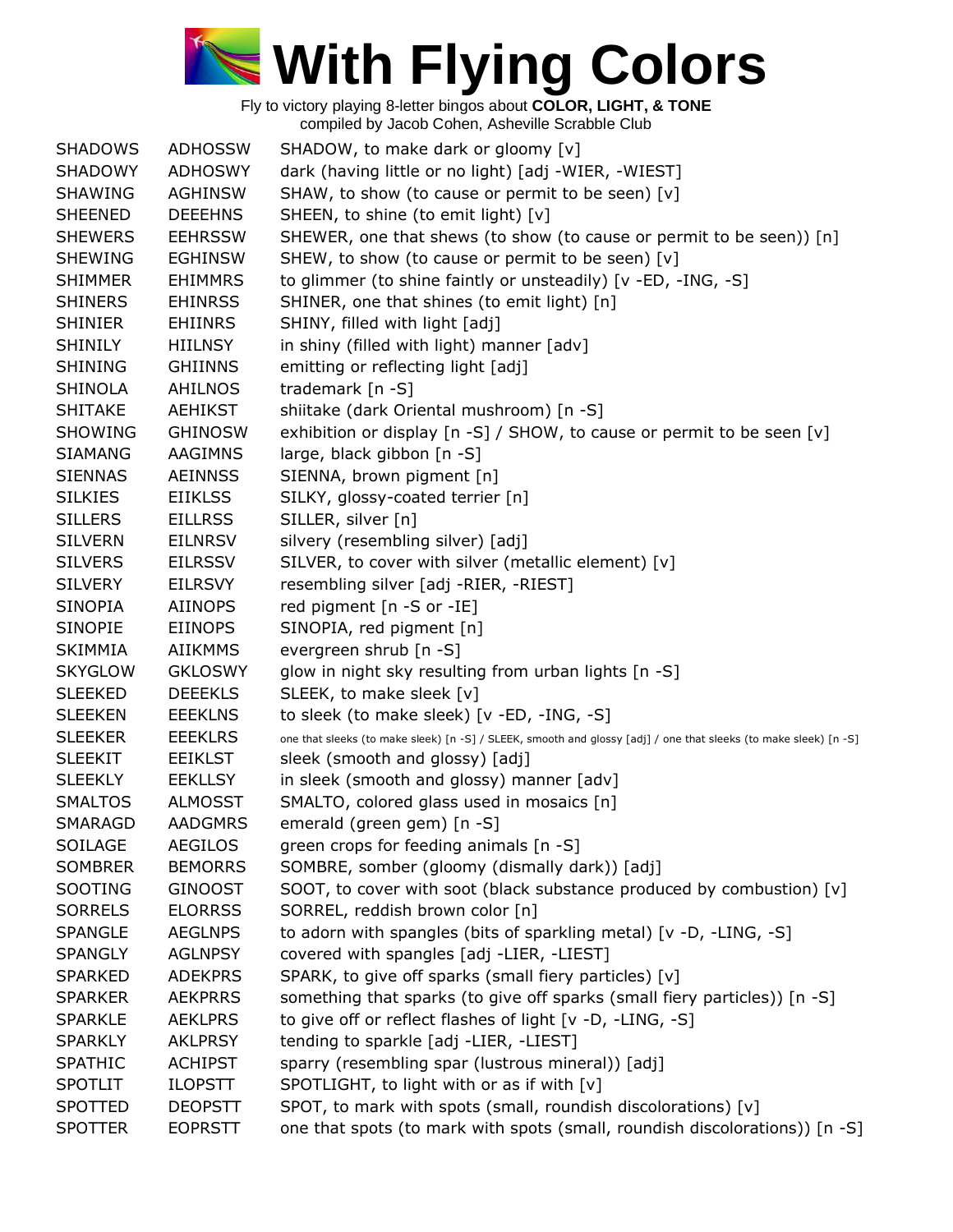# With Flying Colors

Fly to victory playing 8-letter bingos about **COLOR, LIGHT, & TONE**
compiled by Jacob Cohen, Asheville Scrabble Club

| | | |
|---|---|---|
| SHADOWS | ADHOSSW | SHADOW, to make dark or gloomy [v] |
| SHADOWY | ADHOSWY | dark (having little or no light) [adj -WIER, -WIEST] |
| SHAWING | AGHINSW | SHAW, to show (to cause or permit to be seen) [v] |
| SHEENED | DEEEHNS | SHEEN, to shine (to emit light) [v] |
| SHEWERS | EEHRSSW | SHEWER, one that shews (to show (to cause or permit to be seen)) [n] |
| SHEWING | EGHINSW | SHEW, to show (to cause or permit to be seen) [v] |
| SHIMMER | EHIMMRS | to glimmer (to shine faintly or unsteadily) [v -ED, -ING, -S] |
| SHINERS | EHINRSS | SHINER, one that shines (to emit light) [n] |
| SHINIER | EHIINRS | SHINY, filled with light [adj] |
| SHINILY | HIILNSY | in shiny (filled with light) manner [adv] |
| SHINING | GHIINNS | emitting or reflecting light [adj] |
| SHINOLA | AHILNOS | trademark [n -S] |
| SHITAKE | AEHIKST | shiitake (dark Oriental mushroom) [n -S] |
| SHOWING | GHINOSW | exhibition or display [n -S] / SHOW, to cause or permit to be seen [v] |
| SIAMANG | AAGIMNS | large, black gibbon [n -S] |
| SIENNAS | AEINNSS | SIENNA, brown pigment [n] |
| SILKIES | EIIKLSS | SILKY, glossy-coated terrier [n] |
| SILLERS | EILLRSS | SILLER, silver [n] |
| SILVERN | EILNRSV | silvery (resembling silver) [adj] |
| SILVERS | EILRSSV | SILVER, to cover with silver (metallic element) [v] |
| SILVERY | EILRSVY | resembling silver [adj -RIER, -RIEST] |
| SINOPIA | AIINOPS | red pigment [n -S or -IE] |
| SINOPIE | EIINOPS | SINOPIA, red pigment [n] |
| SKIMMIA | AIIKMMS | evergreen shrub [n -S] |
| SKYGLOW | GKLOSWY | glow in night sky resulting from urban lights [n -S] |
| SLEEKED | DEEEKLS | SLEEK, to make sleek [v] |
| SLEEKEN | EEEKLNS | to sleek (to make sleek) [v -ED, -ING, -S] |
| SLEEKER | EEEKLRS | one that sleeks (to make sleek) [n -S] / SLEEK, smooth and glossy [adj] / one that sleeks (to make sleek) [n -S] |
| SLEEKIT | EEIKLST | sleek (smooth and glossy) [adj] |
| SLEEKLY | EEKLLSY | in sleek (smooth and glossy) manner [adv] |
| SMALTOS | ALMOSST | SMALTO, colored glass used in mosaics [n] |
| SMARAGD | AADGMRS | emerald (green gem) [n -S] |
| SOILAGE | AEGILOS | green crops for feeding animals [n -S] |
| SOMBRER | BEMORRS | SOMBRE, somber (gloomy (dismally dark)) [adj] |
| SOOTING | GINOOST | SOOT, to cover with soot (black substance produced by combustion) [v] |
| SORRELS | ELORRSS | SORREL, reddish brown color [n] |
| SPANGLE | AEGLNPS | to adorn with spangles (bits of sparkling metal) [v -D, -LING, -S] |
| SPANGLY | AGLNPSY | covered with spangles [adj -LIER, -LIEST] |
| SPARKED | ADEKPRS | SPARK, to give off sparks (small fiery particles) [v] |
| SPARKER | AEKPRRS | something that sparks (to give off sparks (small fiery particles)) [n -S] |
| SPARKLE | AEKLPRS | to give off or reflect flashes of light [v -D, -LING, -S] |
| SPARKLY | AKLPRSY | tending to sparkle [adj -LIER, -LIEST] |
| SPATHIC | ACHIPST | sparry (resembling spar (lustrous mineral)) [adj] |
| SPOTLIT | ILOPSTT | SPOTLIGHT, to light with or as if with [v] |
| SPOTTED | DEOPSTT | SPOT, to mark with spots (small, roundish discolorations) [v] |
| SPOTTER | EOPRSTT | one that spots (to mark with spots (small, roundish discolorations)) [n -S] |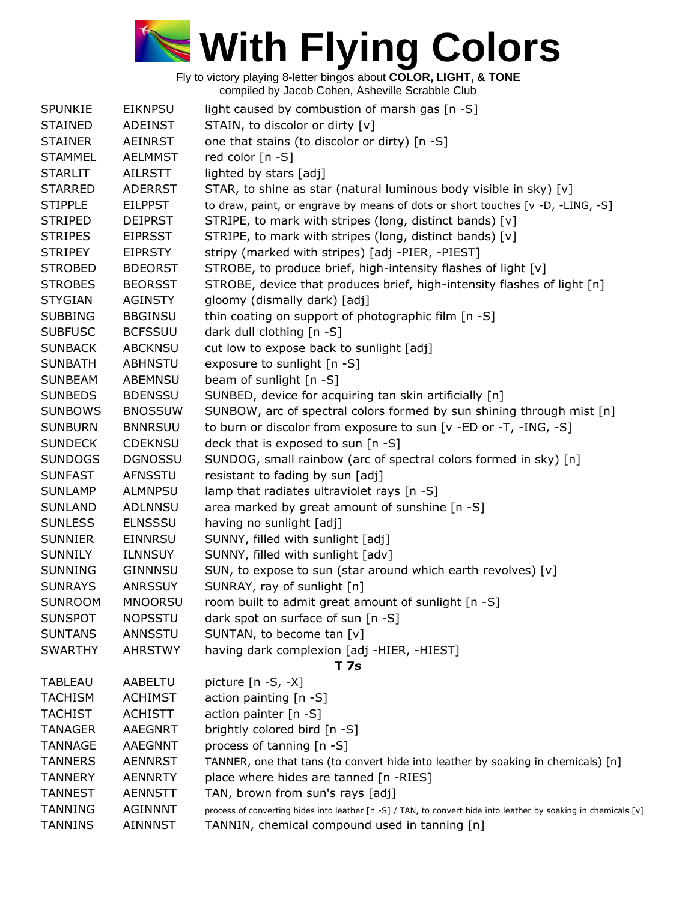# With Flying Colors

Fly to victory playing 8-letter bingos about **COLOR, LIGHT, & TONE**
compiled by Jacob Cohen, Asheville Scrabble Club

| | | |
|---|---|---|
| SPUNKIE | EIKNPSU | light caused by combustion of marsh gas [n -S] |
| STAINED | ADEINST | STAIN, to discolor or dirty [v] |
| STAINER | AEINRST | one that stains (to discolor or dirty) [n -S] |
| STAMMEL | AELMMST | red color [n -S] |
| STARLIT | AILRSTT | lighted by stars [adj] |
| STARRED | ADERRST | STAR, to shine as star (natural luminous body visible in sky) [v] |
| STIPPLE | EILPPST | to draw, paint, or engrave by means of dots or short touches [v -D, -LING, -S] |
| STRIPED | DEIPRST | STRIPE, to mark with stripes (long, distinct bands) [v] |
| STRIPES | EIPRSST | STRIPE, to mark with stripes (long, distinct bands) [v] |
| STRIPEY | EIPRSTY | stripy (marked with stripes) [adj -PIER, -PIEST] |
| STROBED | BDEORST | STROBE, to produce brief, high-intensity flashes of light [v] |
| STROBES | BEORSST | STROBE, device that produces brief, high-intensity flashes of light [n] |
| STYGIAN | AGINSTY | gloomy (dismally dark) [adj] |
| SUBBING | BBGINSU | thin coating on support of photographic film [n -S] |
| SUBFUSC | BCFSSUU | dark dull clothing [n -S] |
| SUNBACK | ABCKNSU | cut low to expose back to sunlight [adj] |
| SUNBATH | ABHNSTU | exposure to sunlight [n -S] |
| SUNBEAM | ABEMNSU | beam of sunlight [n -S] |
| SUNBEDS | BDENSSU | SUNBED, device for acquiring tan skin artificially [n] |
| SUNBOWS | BNOSSUW | SUNBOW, arc of spectral colors formed by sun shining through mist [n] |
| SUNBURN | BNNRSUU | to burn or discolor from exposure to sun [v -ED or -T, -ING, -S] |
| SUNDECK | CDEKNSU | deck that is exposed to sun [n -S] |
| SUNDOGS | DGNOSSU | SUNDOG, small rainbow (arc of spectral colors formed in sky) [n] |
| SUNFAST | AFNSSTU | resistant to fading by sun [adj] |
| SUNLAMP | ALMNPSU | lamp that radiates ultraviolet rays [n -S] |
| SUNLAND | ADLNNSU | area marked by great amount of sunshine [n -S] |
| SUNLESS | ELNSSSU | having no sunlight [adj] |
| SUNNIER | EINNRSU | SUNNY, filled with sunlight [adj] |
| SUNNILY | ILNNSUY | SUNNY, filled with sunlight [adv] |
| SUNNING | GINNNSU | SUN, to expose to sun (star around which earth revolves) [v] |
| SUNRAYS | ANRSSUY | SUNRAY, ray of sunlight [n] |
| SUNROOM | MNOORSU | room built to admit great amount of sunlight [n -S] |
| SUNSPOT | NOPSSTU | dark spot on surface of sun [n -S] |
| SUNTANS | ANNSSTU | SUNTAN, to become tan [v] |
| SWARTHY | AHRSTWY | having dark complexion [adj -HIER, -HIEST] |

**T 7s**

| | | |
|---|---|---|
| TABLEAU | AABELTU | picture [n -S, -X] |
| TACHISM | ACHIMST | action painting [n -S] |
| TACHIST | ACHISTT | action painter [n -S] |
| TANAGER | AAEGNRT | brightly colored bird [n -S] |
| TANNAGE | AAEGNNT | process of tanning [n -S] |
| TANNERS | AENNRST | TANNER, one that tans (to convert hide into leather by soaking in chemicals) [n] |
| TANNERY | AENNRTY | place where hides are tanned [n -RIES] |
| TANNEST | AENNSTT | TAN, brown from sun's rays [adj] |
| TANNING | AGINNNT | process of converting hides into leather [n -S] / TAN, to convert hide into leather by soaking in chemicals [v] |
| TANNINS | AINNNST | TANNIN, chemical compound used in tanning [n] |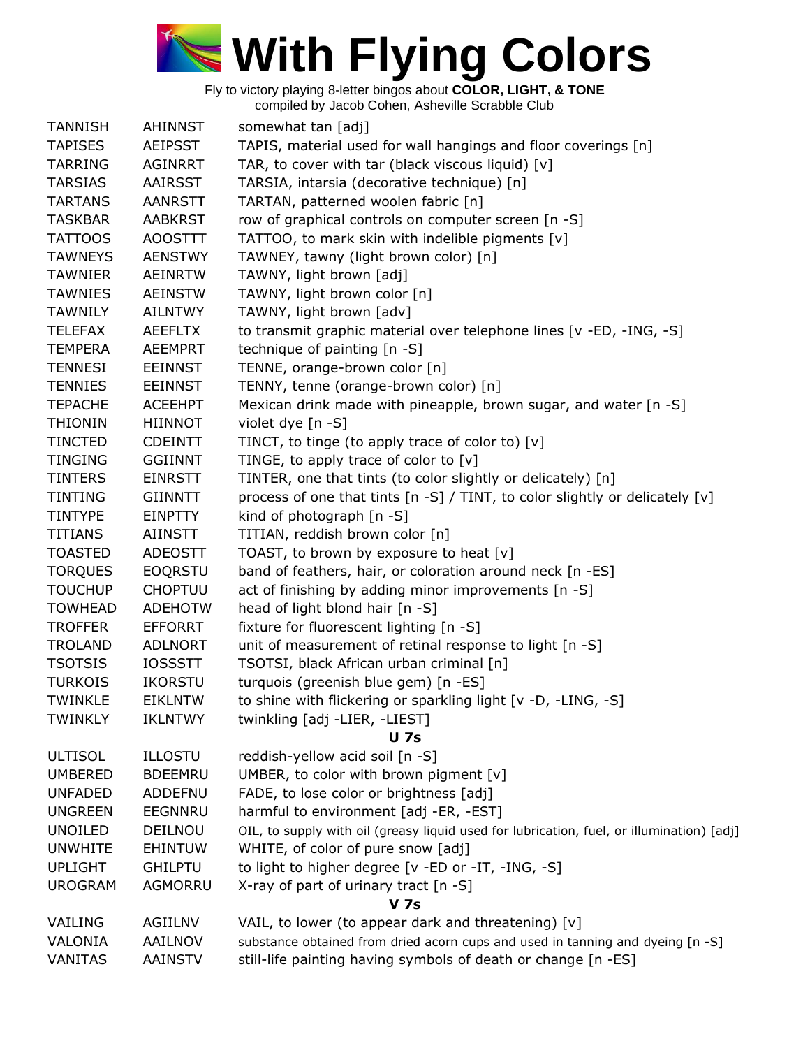# With Flying Colors

Fly to victory playing 8-letter bingos about **COLOR, LIGHT, & TONE**
compiled by Jacob Cohen, Asheville Scrabble Club

| | | |
|---|---|---|
| TANNISH | AHINNST | somewhat tan [adj] |
| TAPISES | AEIPSST | TAPIS, material used for wall hangings and floor coverings [n] |
| TARRING | AGINRRT | TAR, to cover with tar (black viscous liquid) [v] |
| TARSIAS | AAIRSST | TARSIA, intarsia (decorative technique) [n] |
| TARTANS | AANRSTT | TARTAN, patterned woolen fabric [n] |
| TASKBAR | AABKRST | row of graphical controls on computer screen [n -S] |
| TATTOOS | AOOSTTT | TATTOO, to mark skin with indelible pigments [v] |
| TAWNEYS | AENSTWY | TAWNEY, tawny (light brown color) [n] |
| TAWNIER | AEINRTW | TAWNY, light brown [adj] |
| TAWNIES | AEINSTW | TAWNY, light brown color [n] |
| TAWNILY | AILNTWY | TAWNY, light brown [adv] |
| TELEFAX | AEEFLTX | to transmit graphic material over telephone lines [v -ED, -ING, -S] |
| TEMPERA | AEEMPRT | technique of painting [n -S] |
| TENNESI | EEINNST | TENNE, orange-brown color [n] |
| TENNIES | EEINNST | TENNY, tenne (orange-brown color) [n] |
| TEPACHE | ACEEHPT | Mexican drink made with pineapple, brown sugar, and water [n -S] |
| THIONIN | HIINNOT | violet dye [n -S] |
| TINCTED | CDEINTT | TINCT, to tinge (to apply trace of color to) [v] |
| TINGING | GGIINNT | TINGE, to apply trace of color to [v] |
| TINTERS | EINRSTT | TINTER, one that tints (to color slightly or delicately) [n] |
| TINTING | GIINNTT | process of one that tints [n -S] / TINT, to color slightly or delicately [v] |
| TINTYPE | EINPTTY | kind of photograph [n -S] |
| TITIANS | AIINSTT | TITIAN, reddish brown color [n] |
| TOASTED | ADEOSTT | TOAST, to brown by exposure to heat [v] |
| TORQUES | EOQRSTU | band of feathers, hair, or coloration around neck [n -ES] |
| TOUCHUP | CHOPTUU | act of finishing by adding minor improvements [n -S] |
| TOWHEAD | ADEHOTW | head of light blond hair [n -S] |
| TROFFER | EFFORRT | fixture for fluorescent lighting [n -S] |
| TROLAND | ADLNORT | unit of measurement of retinal response to light [n -S] |
| TSOTSIS | IOSSSTT | TSOTSI, black African urban criminal [n] |
| TURKOIS | IKORSTU | turquois (greenish blue gem) [n -ES] |
| TWINKLE | EIKLNTW | to shine with flickering or sparkling light [v -D, -LING, -S] |
| TWINKLY | IKLNTWY | twinkling [adj -LIER, -LIEST] |

**U 7s**

| | | |
|---|---|---|
| ULTISOL | ILLOSTU | reddish-yellow acid soil [n -S] |
| UMBERED | BDEEMRU | UMBER, to color with brown pigment [v] |
| UNFADED | ADDEFNU | FADE, to lose color or brightness [adj] |
| UNGREEN | EEGNNRU | harmful to environment [adj -ER, -EST] |
| UNOILED | DEILNOU | OIL, to supply with oil (greasy liquid used for lubrication, fuel, or illumination) [adj] |
| UNWHITE | EHINTUW | WHITE, of color of pure snow [adj] |
| UPLIGHT | GHILPTU | to light to higher degree [v -ED or -IT, -ING, -S] |
| UROGRAM | AGMORRU | X-ray of part of urinary tract [n -S] |

**V 7s**

| | | |
|---|---|---|
| VAILING | AGIILNV | VAIL, to lower (to appear dark and threatening) [v] |
| VALONIA | AAILNOV | substance obtained from dried acorn cups and used in tanning and dyeing [n -S] |
| VANITAS | AAINSTV | still-life painting having symbols of death or change [n -ES] |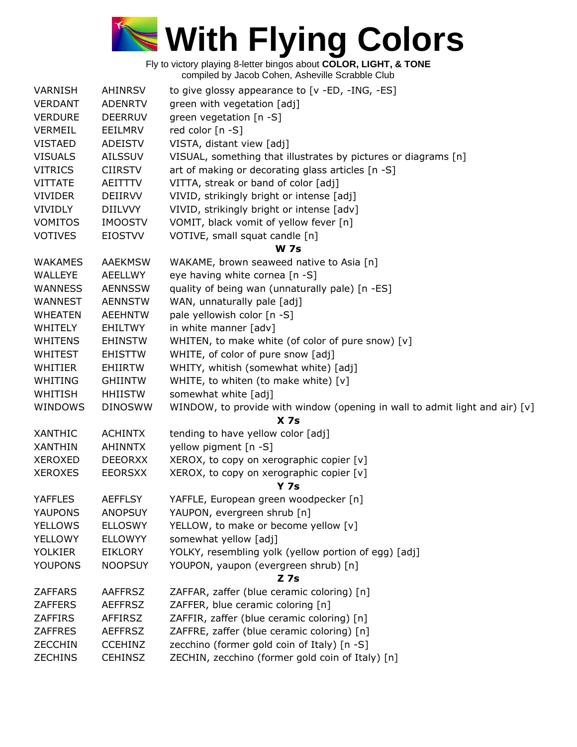# With Flying Colors

Fly to victory playing 8-letter bingos about **COLOR, LIGHT, & TONE**
compiled by Jacob Cohen, Asheville Scrabble Club

| | | |
|---|---|---|
| VARNISH | AHINRSV | to give glossy appearance to [v -ED, -ING, -ES] |
| VERDANT | ADENRTV | green with vegetation [adj] |
| VERDURE | DEERRUV | green vegetation [n -S] |
| VERMEIL | EEILMRV | red color [n -S] |
| VISTAED | ADEISTV | VISTA, distant view [adj] |
| VISUALS | AILSSUV | VISUAL, something that illustrates by pictures or diagrams [n] |
| VITRICS | CIIRSTV | art of making or decorating glass articles [n -S] |
| VITTATE | AEITTTV | VITTA, streak or band of color [adj] |
| VIVIDER | DEIIRVV | VIVID, strikingly bright or intense [adj] |
| VIVIDLY | DIILVVY | VIVID, strikingly bright or intense [adv] |
| VOMITOS | IMOOSTV | VOMIT, black vomit of yellow fever [n] |
| VOTIVES | EIOSTVV | VOTIVE, small squat candle [n] |
| | | **W 7s** |
| WAKAMES | AAEKMSW | WAKAME, brown seaweed native to Asia [n] |
| WALLEYE | AEELLWY | eye having white cornea [n -S] |
| WANNESS | AENNSSW | quality of being wan (unnaturally pale) [n -ES] |
| WANNEST | AENNSTW | WAN, unnaturally pale [adj] |
| WHEATEN | AEEHNTW | pale yellowish color [n -S] |
| WHITELY | EHILTWY | in white manner [adv] |
| WHITENS | EHINSTW | WHITEN, to make white (of color of pure snow) [v] |
| WHITEST | EHISTTW | WHITE, of color of pure snow [adj] |
| WHITIER | EHIIRTW | WHITY, whitish (somewhat white) [adj] |
| WHITING | GHIINTW | WHITE, to whiten (to make white) [v] |
| WHITISH | HHIISTW | somewhat white [adj] |
| WINDOWS | DINOSWW | WINDOW, to provide with window (opening in wall to admit light and air) [v] |
| | | **X 7s** |
| XANTHIC | ACHINTX | tending to have yellow color [adj] |
| XANTHIN | AHINNTX | yellow pigment [n -S] |
| XEROXED | DEEORXX | XEROX, to copy on xerographic copier [v] |
| XEROXES | EEORSXX | XEROX, to copy on xerographic copier [v] |
| | | **Y 7s** |
| YAFFLES | AEFFLSY | YAFFLE, European green woodpecker [n] |
| YAUPONS | ANOPSUY | YAUPON, evergreen shrub [n] |
| YELLOWS | ELLOSWY | YELLOW, to make or become yellow [v] |
| YELLOWY | ELLOWYY | somewhat yellow [adj] |
| YOLKIER | EIKLORY | YOLKY, resembling yolk (yellow portion of egg) [adj] |
| YOUPONS | NOOPSUY | YOUPON, yaupon (evergreen shrub) [n] |
| | | **Z 7s** |
| ZAFFARS | AAFFRSZ | ZAFFAR, zaffer (blue ceramic coloring) [n] |
| ZAFFERS | AEFFRSZ | ZAFFER, blue ceramic coloring [n] |
| ZAFFIRS | AFFIRSZ | ZAFFIR, zaffer (blue ceramic coloring) [n] |
| ZAFFRES | AEFFRSZ | ZAFFRE, zaffer (blue ceramic coloring) [n] |
| ZECCHIN | CCEHINZ | zecchino (former gold coin of Italy) [n -S] |
| ZECHINS | CEHINSZ | ZECHIN, zecchino (former gold coin of Italy) [n] |